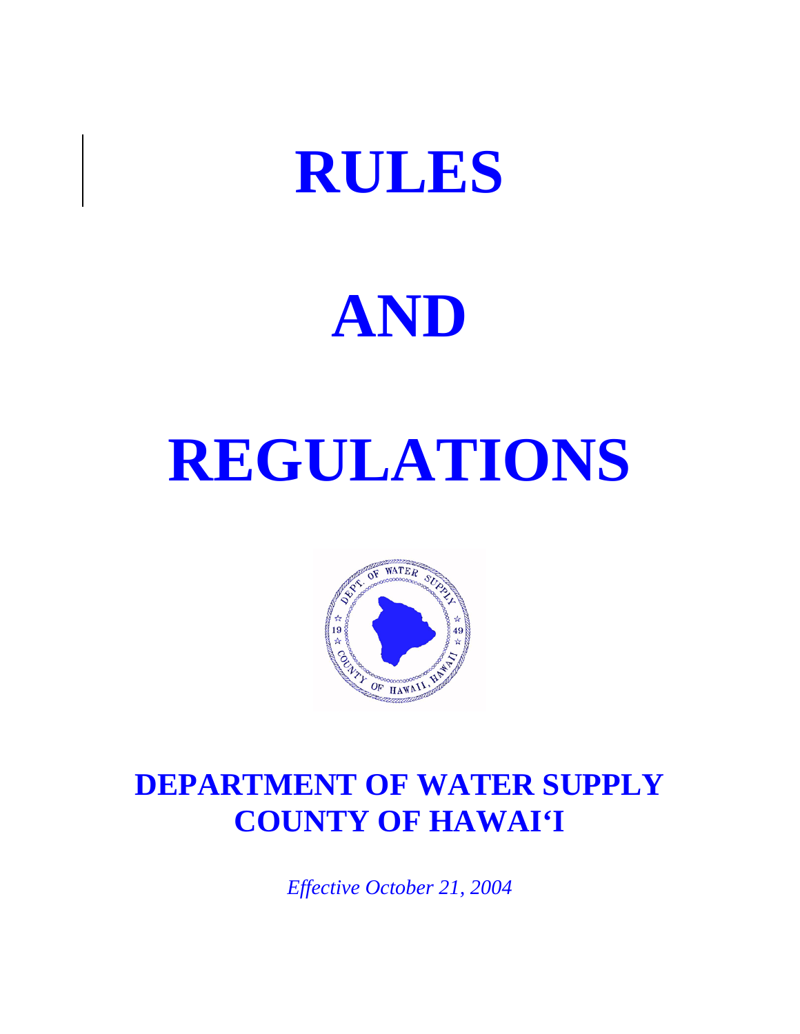# RULES

# AND

# REGULATIONS

## DEPARTMENT OF WATER SUPPLY
## COUNTY OF HAWAI'I

*Effective October 21, 2004*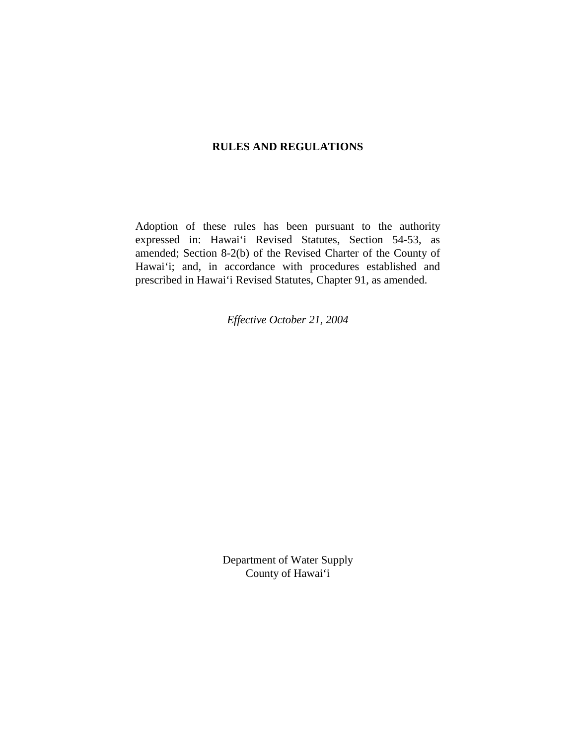# RULES AND REGULATIONS

Adoption of these rules has been pursuant to the authority expressed in: Hawai‘i Revised Statutes, Section 54-53, as amended; Section 8-2(b) of the Revised Charter of the County of Hawai‘i; and, in accordance with procedures established and prescribed in Hawai‘i Revised Statutes, Chapter 91, as amended.

*Effective October 21, 2004*

Department of Water Supply
County of Hawai‘i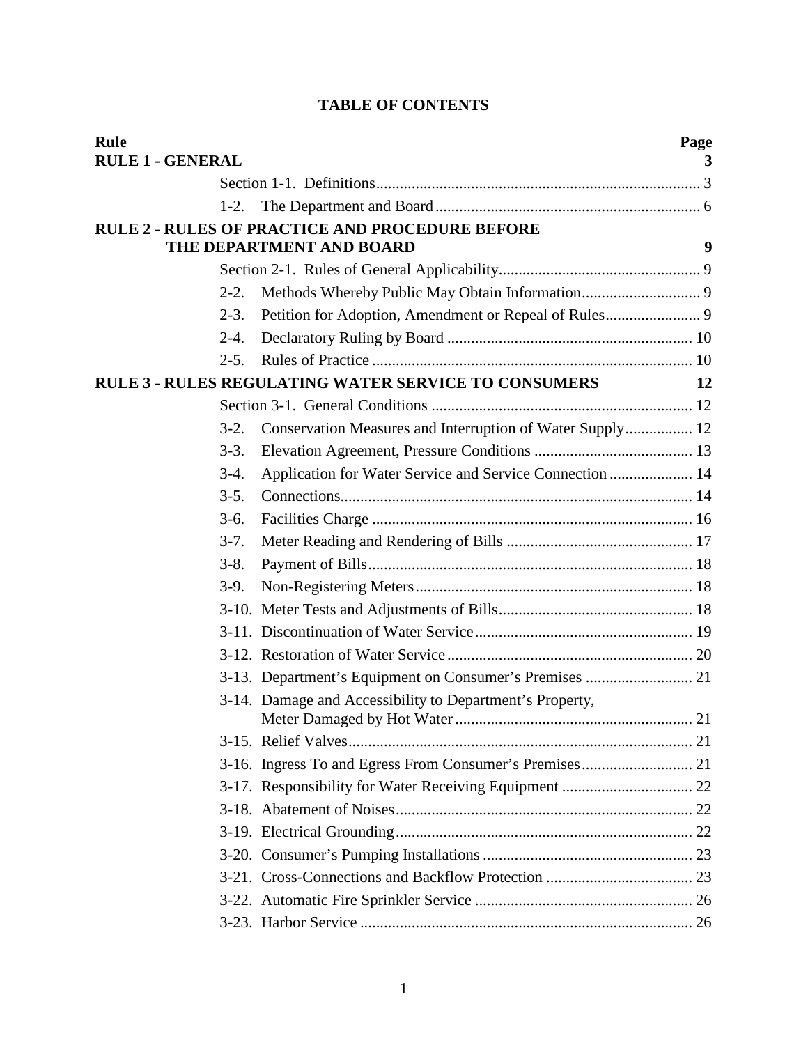# TABLE OF CONTENTS

| Rule | | Page |
|---|---|---|
| **RULE 1 - GENERAL** | | **3** |
| Section 1-1. | Definitions | 3 |
| 1-2. | The Department and Board | 6 |
| **RULE 2 - RULES OF PRACTICE AND PROCEDURE BEFORE THE DEPARTMENT AND BOARD** | | **9** |
| Section 2-1. | Rules of General Applicability | 9 |
| 2-2. | Methods Whereby Public May Obtain Information | 9 |
| 2-3. | Petition for Adoption, Amendment or Repeal of Rules | 9 |
| 2-4. | Declaratory Ruling by Board | 10 |
| 2-5. | Rules of Practice | 10 |
| **RULE 3 - RULES REGULATING WATER SERVICE TO CONSUMERS** | | **12** |
| Section 3-1. | General Conditions | 12 |
| 3-2. | Conservation Measures and Interruption of Water Supply | 12 |
| 3-3. | Elevation Agreement, Pressure Conditions | 13 |
| 3-4. | Application for Water Service and Service Connection | 14 |
| 3-5. | Connections | 14 |
| 3-6. | Facilities Charge | 16 |
| 3-7. | Meter Reading and Rendering of Bills | 17 |
| 3-8. | Payment of Bills | 18 |
| 3-9. | Non-Registering Meters | 18 |
| 3-10. | Meter Tests and Adjustments of Bills | 18 |
| 3-11. | Discontinuation of Water Service | 19 |
| 3-12. | Restoration of Water Service | 20 |
| 3-13. | Department's Equipment on Consumer's Premises | 21 |
| 3-14. | Damage and Accessibility to Department's Property, Meter Damaged by Hot Water | 21 |
| 3-15. | Relief Valves | 21 |
| 3-16. | Ingress To and Egress From Consumer's Premises | 21 |
| 3-17. | Responsibility for Water Receiving Equipment | 22 |
| 3-18. | Abatement of Noises | 22 |
| 3-19. | Electrical Grounding | 22 |
| 3-20. | Consumer's Pumping Installations | 23 |
| 3-21. | Cross-Connections and Backflow Protection | 23 |
| 3-22. | Automatic Fire Sprinkler Service | 26 |
| 3-23. | Harbor Service | 26 |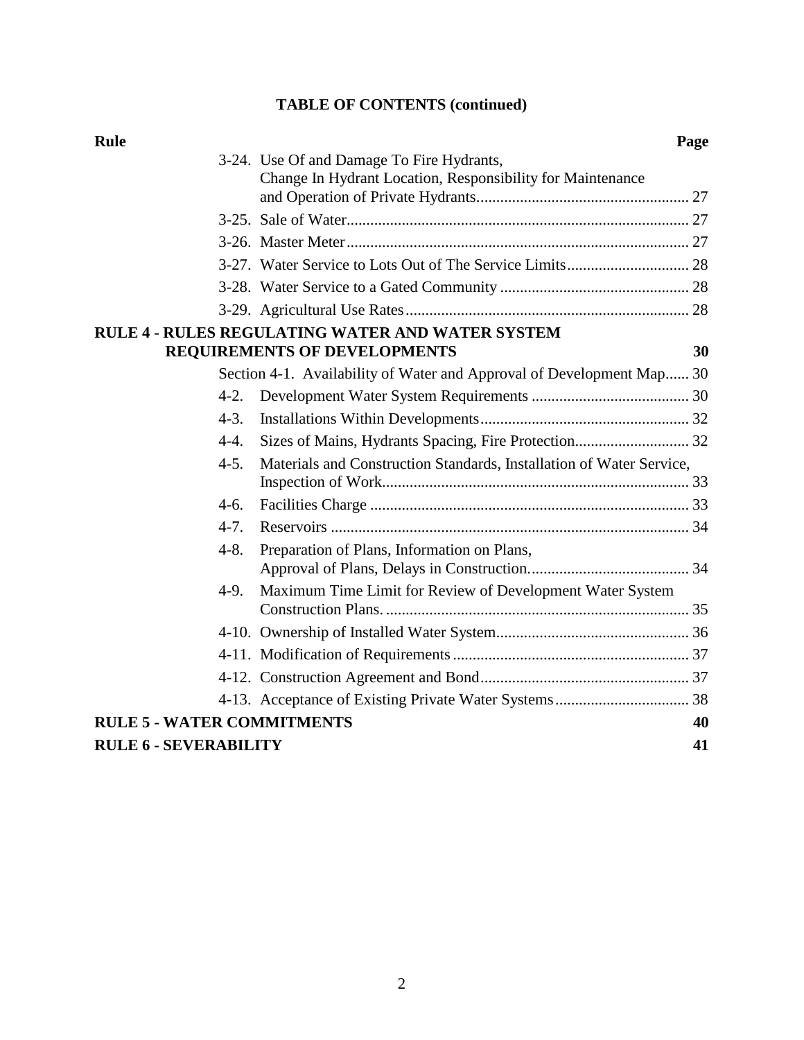**TABLE OF CONTENTS (continued)**

| Rule | | Page |
|---|---|---|
| 3-24. | Use Of and Damage To Fire Hydrants, Change In Hydrant Location, Responsibility for Maintenance and Operation of Private Hydrants | 27 |
| 3-25. | Sale of Water | 27 |
| 3-26. | Master Meter | 27 |
| 3-27. | Water Service to Lots Out of The Service Limits | 28 |
| 3-28. | Water Service to a Gated Community | 28 |
| 3-29. | Agricultural Use Rates | 28 |
| **RULE 4 - RULES REGULATING WATER AND WATER SYSTEM REQUIREMENTS OF DEVELOPMENTS** | | **30** |
| Section 4-1. | Availability of Water and Approval of Development Map | 30 |
| 4-2. | Development Water System Requirements | 30 |
| 4-3. | Installations Within Developments | 32 |
| 4-4. | Sizes of Mains, Hydrants Spacing, Fire Protection | 32 |
| 4-5. | Materials and Construction Standards, Installation of Water Service, Inspection of Work | 33 |
| 4-6. | Facilities Charge | 33 |
| 4-7. | Reservoirs | 34 |
| 4-8. | Preparation of Plans, Information on Plans, Approval of Plans, Delays in Construction. | 34 |
| 4-9. | Maximum Time Limit for Review of Development Water System Construction Plans. | 35 |
| 4-10. | Ownership of Installed Water System | 36 |
| 4-11. | Modification of Requirements | 37 |
| 4-12. | Construction Agreement and Bond | 37 |
| 4-13. | Acceptance of Existing Private Water Systems | 38 |
| **RULE 5 - WATER COMMITMENTS** | | **40** |
| **RULE 6 - SEVERABILITY** | | **41** |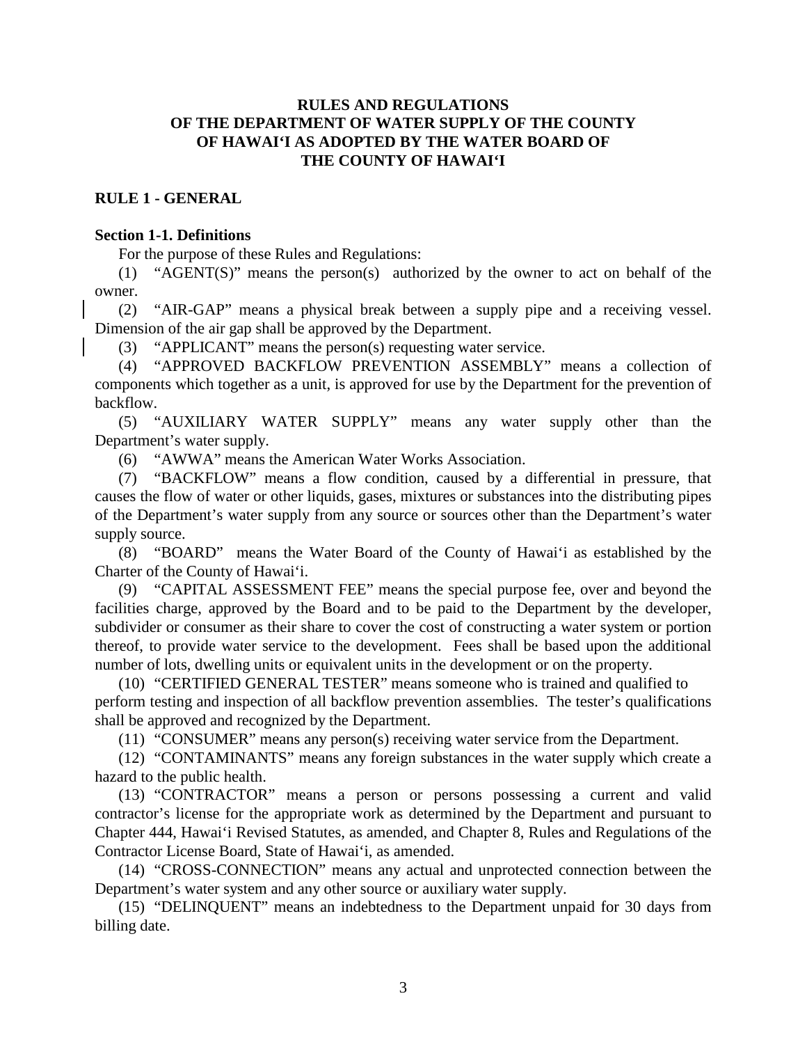# RULES AND REGULATIONS OF THE DEPARTMENT OF WATER SUPPLY OF THE COUNTY OF HAWAI‘I AS ADOPTED BY THE WATER BOARD OF THE COUNTY OF HAWAI‘I

## RULE 1 - GENERAL

### Section 1-1. Definitions

For the purpose of these Rules and Regulations:

(1) “AGENT(S)” means the person(s) authorized by the owner to act on behalf of the owner.

(2) “AIR-GAP” means a physical break between a supply pipe and a receiving vessel. Dimension of the air gap shall be approved by the Department.

(3) “APPLICANT” means the person(s) requesting water service.

(4) “APPROVED BACKFLOW PREVENTION ASSEMBLY” means a collection of components which together as a unit, is approved for use by the Department for the prevention of backflow.

(5) “AUXILIARY WATER SUPPLY” means any water supply other than the Department’s water supply.

(6) “AWWA” means the American Water Works Association.

(7) “BACKFLOW” means a flow condition, caused by a differential in pressure, that causes the flow of water or other liquids, gases, mixtures or substances into the distributing pipes of the Department’s water supply from any source or sources other than the Department’s water supply source.

(8) “BOARD” means the Water Board of the County of Hawai‘i as established by the Charter of the County of Hawai‘i.

(9) “CAPITAL ASSESSMENT FEE” means the special purpose fee, over and beyond the facilities charge, approved by the Board and to be paid to the Department by the developer, subdivider or consumer as their share to cover the cost of constructing a water system or portion thereof, to provide water service to the development. Fees shall be based upon the additional number of lots, dwelling units or equivalent units in the development or on the property.

(10) “CERTIFIED GENERAL TESTER” means someone who is trained and qualified to perform testing and inspection of all backflow prevention assemblies. The tester’s qualifications shall be approved and recognized by the Department.

(11) “CONSUMER” means any person(s) receiving water service from the Department.

(12) “CONTAMINANTS” means any foreign substances in the water supply which create a hazard to the public health.

(13) “CONTRACTOR” means a person or persons possessing a current and valid contractor’s license for the appropriate work as determined by the Department and pursuant to Chapter 444, Hawai‘i Revised Statutes, as amended, and Chapter 8, Rules and Regulations of the Contractor License Board, State of Hawai‘i, as amended.

(14) “CROSS-CONNECTION” means any actual and unprotected connection between the Department’s water system and any other source or auxiliary water supply.

(15) “DELINQUENT” means an indebtedness to the Department unpaid for 30 days from billing date.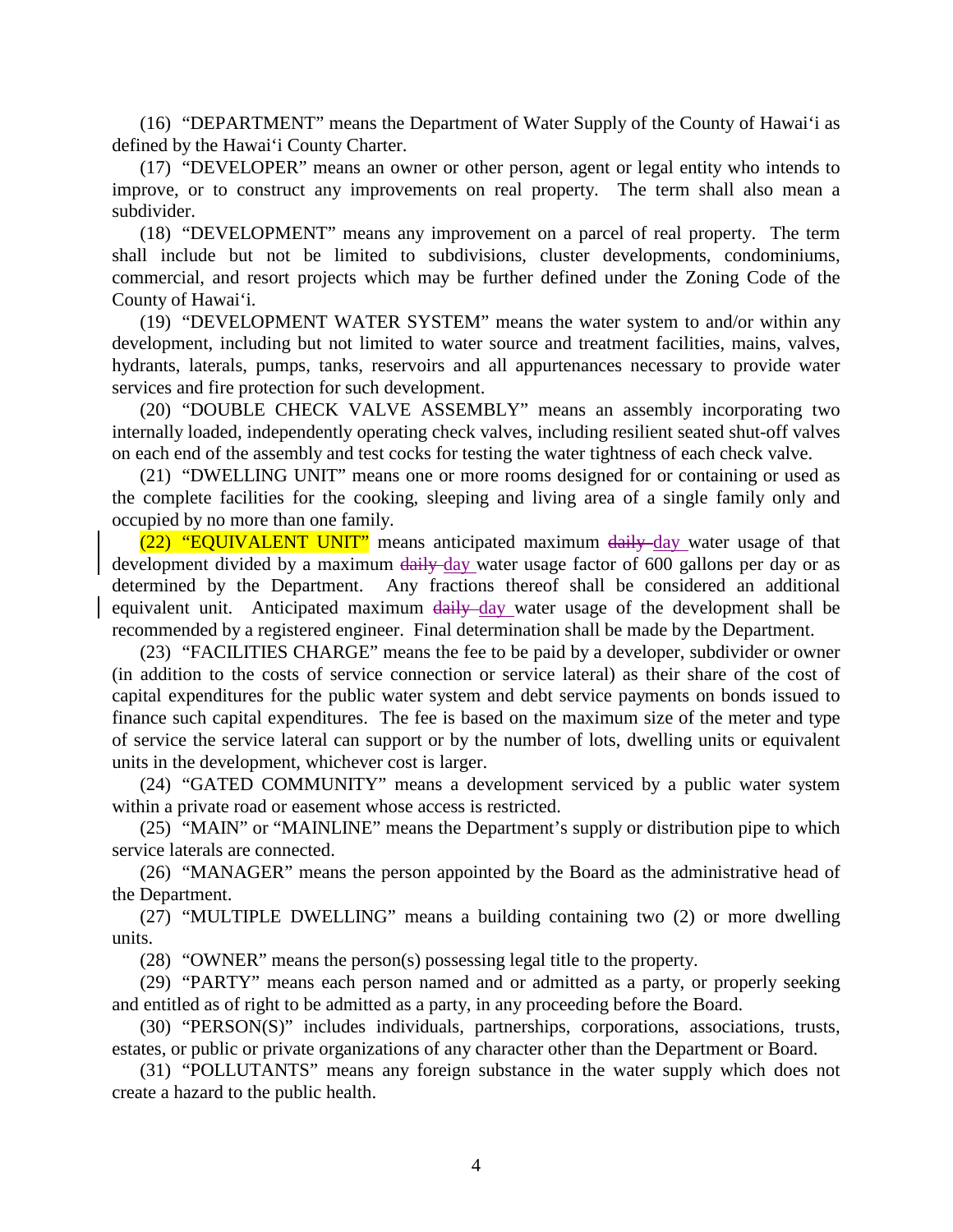(16) "DEPARTMENT" means the Department of Water Supply of the County of Hawaiʻi as defined by the Hawaiʻi County Charter.

(17) "DEVELOPER" means an owner or other person, agent or legal entity who intends to improve, or to construct any improvements on real property. The term shall also mean a subdivider.

(18) "DEVELOPMENT" means any improvement on a parcel of real property. The term shall include but not be limited to subdivisions, cluster developments, condominiums, commercial, and resort projects which may be further defined under the Zoning Code of the County of Hawaiʻi.

(19) "DEVELOPMENT WATER SYSTEM" means the water system to and/or within any development, including but not limited to water source and treatment facilities, mains, valves, hydrants, laterals, pumps, tanks, reservoirs and all appurtenances necessary to provide water services and fire protection for such development.

(20) "DOUBLE CHECK VALVE ASSEMBLY" means an assembly incorporating two internally loaded, independently operating check valves, including resilient seated shut-off valves on each end of the assembly and test cocks for testing the water tightness of each check valve.

(21) "DWELLING UNIT" means one or more rooms designed for or containing or used as the complete facilities for the cooking, sleeping and living area of a single family only and occupied by no more than one family.

(22) "EQUIVALENT UNIT" means anticipated maximum ~~daily~~ day water usage of that development divided by a maximum ~~daily~~ day water usage factor of 600 gallons per day or as determined by the Department. Any fractions thereof shall be considered an additional equivalent unit. Anticipated maximum ~~daily~~ day water usage of the development shall be recommended by a registered engineer. Final determination shall be made by the Department.

(23) "FACILITIES CHARGE" means the fee to be paid by a developer, subdivider or owner (in addition to the costs of service connection or service lateral) as their share of the cost of capital expenditures for the public water system and debt service payments on bonds issued to finance such capital expenditures. The fee is based on the maximum size of the meter and type of service the service lateral can support or by the number of lots, dwelling units or equivalent units in the development, whichever cost is larger.

(24) "GATED COMMUNITY" means a development serviced by a public water system within a private road or easement whose access is restricted.

(25) "MAIN" or "MAINLINE" means the Department's supply or distribution pipe to which service laterals are connected.

(26) "MANAGER" means the person appointed by the Board as the administrative head of the Department.

(27) "MULTIPLE DWELLING" means a building containing two (2) or more dwelling units.

(28) "OWNER" means the person(s) possessing legal title to the property.

(29) "PARTY" means each person named and or admitted as a party, or properly seeking and entitled as of right to be admitted as a party, in any proceeding before the Board.

(30) "PERSON(S)" includes individuals, partnerships, corporations, associations, trusts, estates, or public or private organizations of any character other than the Department or Board.

(31) "POLLUTANTS" means any foreign substance in the water supply which does not create a hazard to the public health.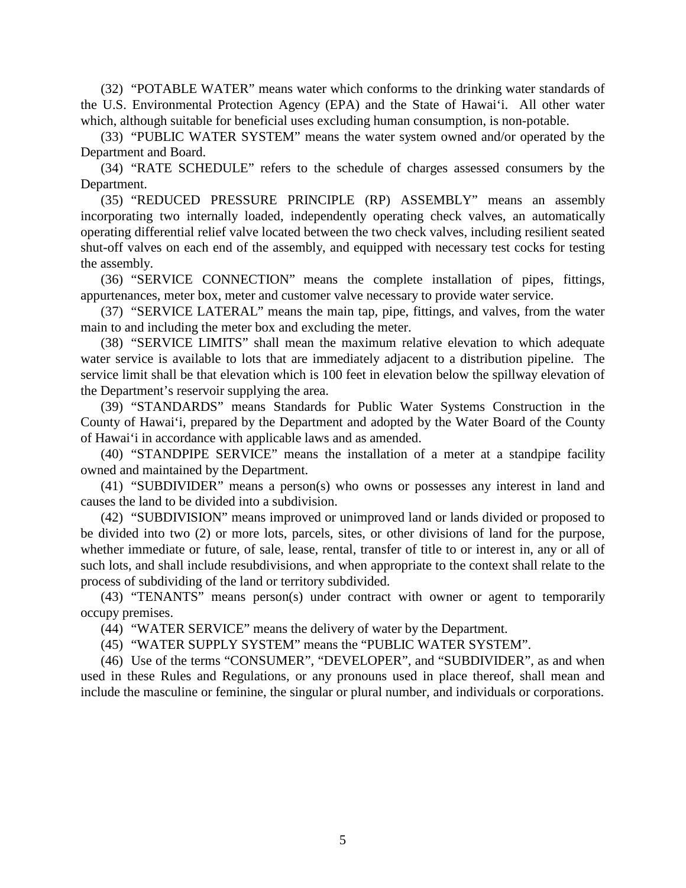(32) "POTABLE WATER" means water which conforms to the drinking water standards of the U.S. Environmental Protection Agency (EPA) and the State of Hawai'i. All other water which, although suitable for beneficial uses excluding human consumption, is non-potable.

(33) "PUBLIC WATER SYSTEM" means the water system owned and/or operated by the Department and Board.

(34) "RATE SCHEDULE" refers to the schedule of charges assessed consumers by the Department.

(35) "REDUCED PRESSURE PRINCIPLE (RP) ASSEMBLY" means an assembly incorporating two internally loaded, independently operating check valves, an automatically operating differential relief valve located between the two check valves, including resilient seated shut-off valves on each end of the assembly, and equipped with necessary test cocks for testing the assembly.

(36) "SERVICE CONNECTION" means the complete installation of pipes, fittings, appurtenances, meter box, meter and customer valve necessary to provide water service.

(37) "SERVICE LATERAL" means the main tap, pipe, fittings, and valves, from the water main to and including the meter box and excluding the meter.

(38) "SERVICE LIMITS" shall mean the maximum relative elevation to which adequate water service is available to lots that are immediately adjacent to a distribution pipeline. The service limit shall be that elevation which is 100 feet in elevation below the spillway elevation of the Department's reservoir supplying the area.

(39) "STANDARDS" means Standards for Public Water Systems Construction in the County of Hawai'i, prepared by the Department and adopted by the Water Board of the County of Hawai'i in accordance with applicable laws and as amended.

(40) "STANDPIPE SERVICE" means the installation of a meter at a standpipe facility owned and maintained by the Department.

(41) "SUBDIVIDER" means a person(s) who owns or possesses any interest in land and causes the land to be divided into a subdivision.

(42) "SUBDIVISION" means improved or unimproved land or lands divided or proposed to be divided into two (2) or more lots, parcels, sites, or other divisions of land for the purpose, whether immediate or future, of sale, lease, rental, transfer of title to or interest in, any or all of such lots, and shall include resubdivisions, and when appropriate to the context shall relate to the process of subdividing of the land or territory subdivided.

(43) "TENANTS" means person(s) under contract with owner or agent to temporarily occupy premises.

(44) "WATER SERVICE" means the delivery of water by the Department.

(45) "WATER SUPPLY SYSTEM" means the "PUBLIC WATER SYSTEM".

(46) Use of the terms "CONSUMER", "DEVELOPER", and "SUBDIVIDER", as and when used in these Rules and Regulations, or any pronouns used in place thereof, shall mean and include the masculine or feminine, the singular or plural number, and individuals or corporations.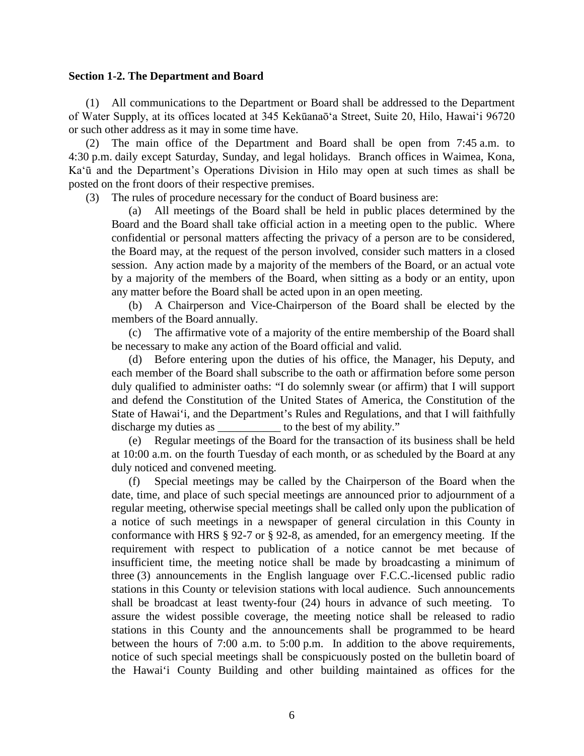**Section 1-2. The Department and Board**

(1) All communications to the Department or Board shall be addressed to the Department of Water Supply, at its offices located at 345 Kekūanaōʻa Street, Suite 20, Hilo, Hawaiʻi 96720 or such other address as it may in some time have.

(2) The main office of the Department and Board shall be open from 7:45 a.m. to 4:30 p.m. daily except Saturday, Sunday, and legal holidays. Branch offices in Waimea, Kona, Kaʻū and the Department's Operations Division in Hilo may open at such times as shall be posted on the front doors of their respective premises.

(3) The rules of procedure necessary for the conduct of Board business are:

(a) All meetings of the Board shall be held in public places determined by the Board and the Board shall take official action in a meeting open to the public. Where confidential or personal matters affecting the privacy of a person are to be considered, the Board may, at the request of the person involved, consider such matters in a closed session. Any action made by a majority of the members of the Board, or an actual vote by a majority of the members of the Board, when sitting as a body or an entity, upon any matter before the Board shall be acted upon in an open meeting.

(b) A Chairperson and Vice-Chairperson of the Board shall be elected by the members of the Board annually.

(c) The affirmative vote of a majority of the entire membership of the Board shall be necessary to make any action of the Board official and valid.

(d) Before entering upon the duties of his office, the Manager, his Deputy, and each member of the Board shall subscribe to the oath or affirmation before some person duly qualified to administer oaths: "I do solemnly swear (or affirm) that I will support and defend the Constitution of the United States of America, the Constitution of the State of Hawaiʻi, and the Department's Rules and Regulations, and that I will faithfully discharge my duties as ___________ to the best of my ability."

(e) Regular meetings of the Board for the transaction of its business shall be held at 10:00 a.m. on the fourth Tuesday of each month, or as scheduled by the Board at any duly noticed and convened meeting.

(f) Special meetings may be called by the Chairperson of the Board when the date, time, and place of such special meetings are announced prior to adjournment of a regular meeting, otherwise special meetings shall be called only upon the publication of a notice of such meetings in a newspaper of general circulation in this County in conformance with HRS § 92-7 or § 92-8, as amended, for an emergency meeting. If the requirement with respect to publication of a notice cannot be met because of insufficient time, the meeting notice shall be made by broadcasting a minimum of three (3) announcements in the English language over F.C.C.-licensed public radio stations in this County or television stations with local audience. Such announcements shall be broadcast at least twenty-four (24) hours in advance of such meeting. To assure the widest possible coverage, the meeting notice shall be released to radio stations in this County and the announcements shall be programmed to be heard between the hours of 7:00 a.m. to 5:00 p.m. In addition to the above requirements, notice of such special meetings shall be conspicuously posted on the bulletin board of the Hawaiʻi County Building and other building maintained as offices for the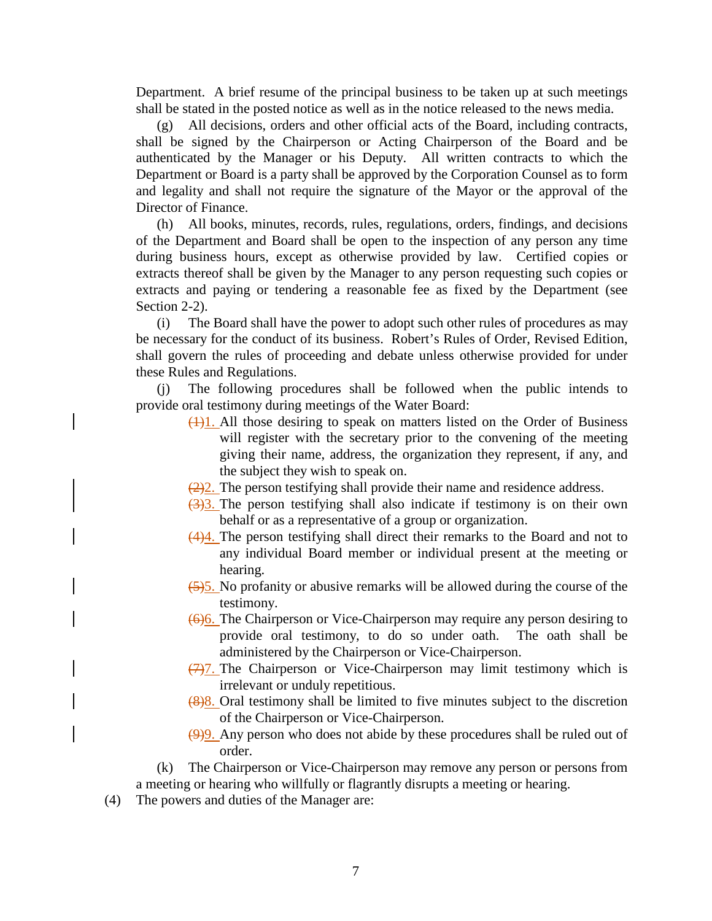Department. A brief resume of the principal business to be taken up at such meetings shall be stated in the posted notice as well as in the notice released to the news media.

(g) All decisions, orders and other official acts of the Board, including contracts, shall be signed by the Chairperson or Acting Chairperson of the Board and be authenticated by the Manager or his Deputy. All written contracts to which the Department or Board is a party shall be approved by the Corporation Counsel as to form and legality and shall not require the signature of the Mayor or the approval of the Director of Finance.

(h) All books, minutes, records, rules, regulations, orders, findings, and decisions of the Department and Board shall be open to the inspection of any person any time during business hours, except as otherwise provided by law. Certified copies or extracts thereof shall be given by the Manager to any person requesting such copies or extracts and paying or tendering a reasonable fee as fixed by the Department (see Section 2-2).

(i) The Board shall have the power to adopt such other rules of procedures as may be necessary for the conduct of its business. Robert's Rules of Order, Revised Edition, shall govern the rules of proceeding and debate unless otherwise provided for under these Rules and Regulations.

(j) The following procedures shall be followed when the public intends to provide oral testimony during meetings of the Water Board:

~~(1)~~1. All those desiring to speak on matters listed on the Order of Business will register with the secretary prior to the convening of the meeting giving their name, address, the organization they represent, if any, and the subject they wish to speak on.

~~(2)~~2. The person testifying shall provide their name and residence address.

~~(3)~~3. The person testifying shall also indicate if testimony is on their own behalf or as a representative of a group or organization.

~~(4)~~4. The person testifying shall direct their remarks to the Board and not to any individual Board member or individual present at the meeting or hearing.

~~(5)~~5. No profanity or abusive remarks will be allowed during the course of the testimony.

~~(6)~~6. The Chairperson or Vice-Chairperson may require any person desiring to provide oral testimony, to do so under oath. The oath shall be administered by the Chairperson or Vice-Chairperson.

~~(7)~~7. The Chairperson or Vice-Chairperson may limit testimony which is irrelevant or unduly repetitious.

~~(8)~~8. Oral testimony shall be limited to five minutes subject to the discretion of the Chairperson or Vice-Chairperson.

~~(9)~~9. Any person who does not abide by these procedures shall be ruled out of order.

(k) The Chairperson or Vice-Chairperson may remove any person or persons from a meeting or hearing who willfully or flagrantly disrupts a meeting or hearing.

(4) The powers and duties of the Manager are: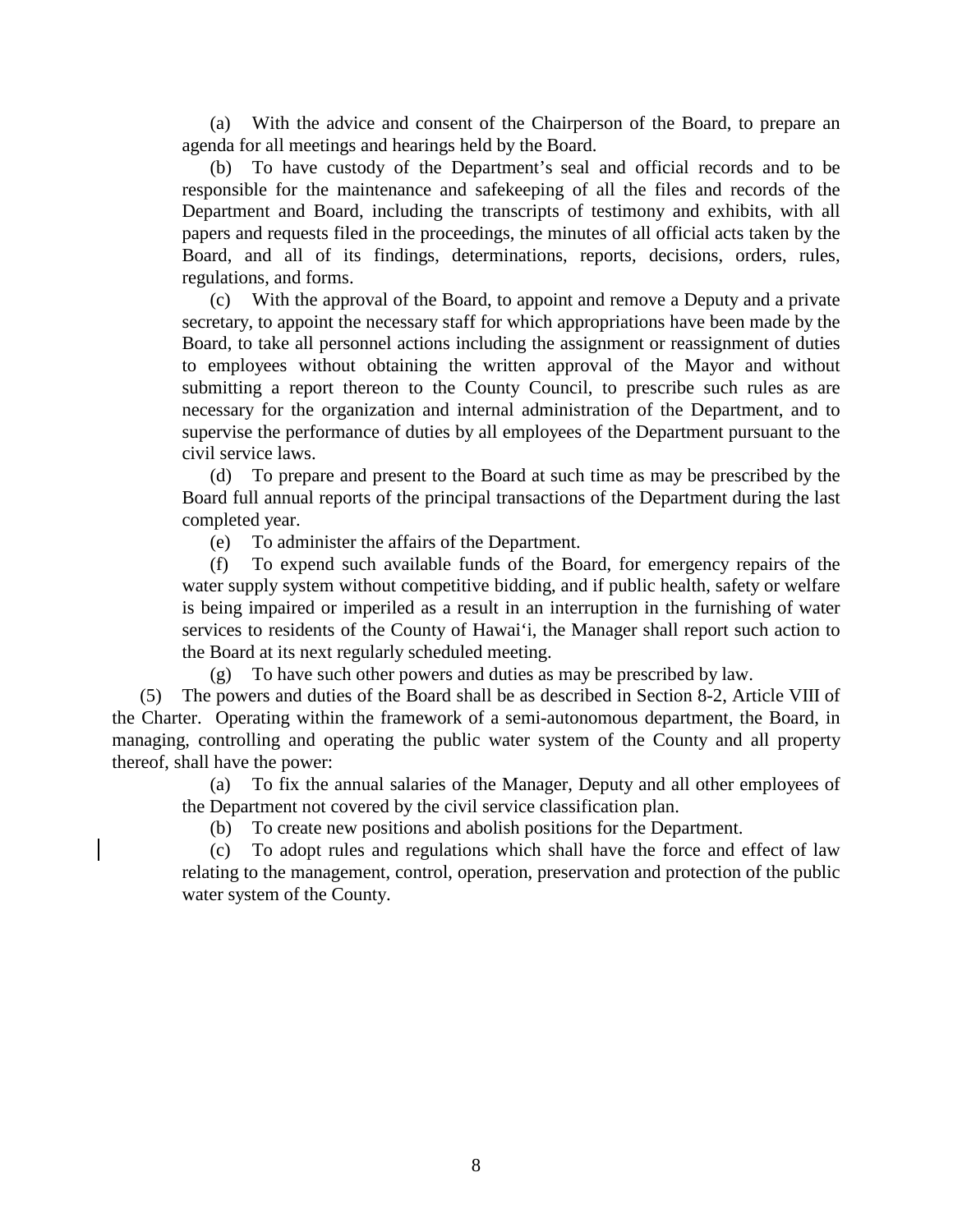(a) With the advice and consent of the Chairperson of the Board, to prepare an agenda for all meetings and hearings held by the Board.

(b) To have custody of the Department's seal and official records and to be responsible for the maintenance and safekeeping of all the files and records of the Department and Board, including the transcripts of testimony and exhibits, with all papers and requests filed in the proceedings, the minutes of all official acts taken by the Board, and all of its findings, determinations, reports, decisions, orders, rules, regulations, and forms.

(c) With the approval of the Board, to appoint and remove a Deputy and a private secretary, to appoint the necessary staff for which appropriations have been made by the Board, to take all personnel actions including the assignment or reassignment of duties to employees without obtaining the written approval of the Mayor and without submitting a report thereon to the County Council, to prescribe such rules as are necessary for the organization and internal administration of the Department, and to supervise the performance of duties by all employees of the Department pursuant to the civil service laws.

(d) To prepare and present to the Board at such time as may be prescribed by the Board full annual reports of the principal transactions of the Department during the last completed year.

(e) To administer the affairs of the Department.

(f) To expend such available funds of the Board, for emergency repairs of the water supply system without competitive bidding, and if public health, safety or welfare is being impaired or imperiled as a result in an interruption in the furnishing of water services to residents of the County of Hawai'i, the Manager shall report such action to the Board at its next regularly scheduled meeting.

(g) To have such other powers and duties as may be prescribed by law.

(5) The powers and duties of the Board shall be as described in Section 8-2, Article VIII of the Charter. Operating within the framework of a semi-autonomous department, the Board, in managing, controlling and operating the public water system of the County and all property thereof, shall have the power:

(a) To fix the annual salaries of the Manager, Deputy and all other employees of the Department not covered by the civil service classification plan.

(b) To create new positions and abolish positions for the Department.

(c) To adopt rules and regulations which shall have the force and effect of law relating to the management, control, operation, preservation and protection of the public water system of the County.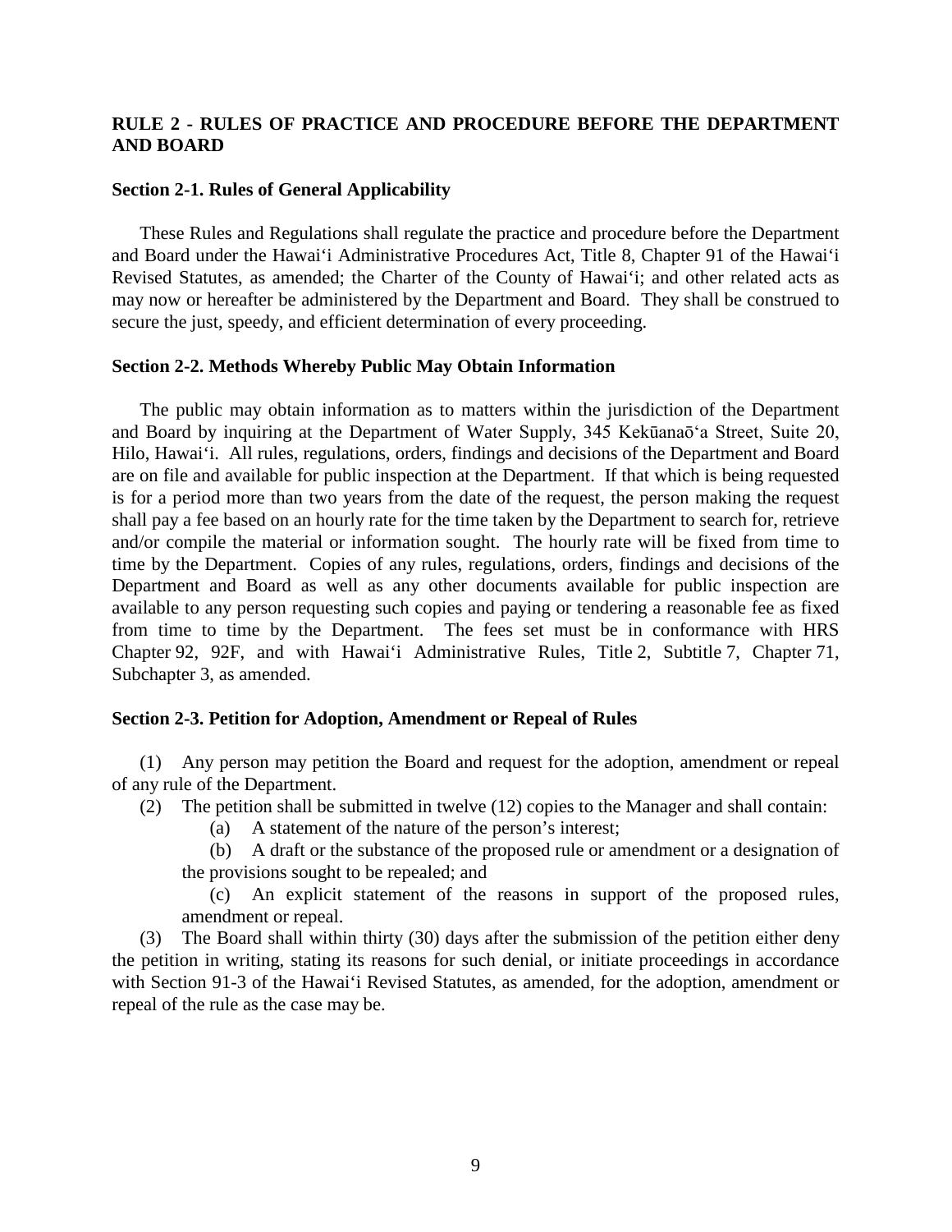## RULE 2 - RULES OF PRACTICE AND PROCEDURE BEFORE THE DEPARTMENT AND BOARD

### Section 2-1. Rules of General Applicability

These Rules and Regulations shall regulate the practice and procedure before the Department and Board under the Hawaiʻi Administrative Procedures Act, Title 8, Chapter 91 of the Hawaiʻi Revised Statutes, as amended; the Charter of the County of Hawaiʻi; and other related acts as may now or hereafter be administered by the Department and Board. They shall be construed to secure the just, speedy, and efficient determination of every proceeding.

### Section 2-2. Methods Whereby Public May Obtain Information

The public may obtain information as to matters within the jurisdiction of the Department and Board by inquiring at the Department of Water Supply, 345 Kekūanaōʻa Street, Suite 20, Hilo, Hawaiʻi. All rules, regulations, orders, findings and decisions of the Department and Board are on file and available for public inspection at the Department. If that which is being requested is for a period more than two years from the date of the request, the person making the request shall pay a fee based on an hourly rate for the time taken by the Department to search for, retrieve and/or compile the material or information sought. The hourly rate will be fixed from time to time by the Department. Copies of any rules, regulations, orders, findings and decisions of the Department and Board as well as any other documents available for public inspection are available to any person requesting such copies and paying or tendering a reasonable fee as fixed from time to time by the Department. The fees set must be in conformance with HRS Chapter 92, 92F, and with Hawaiʻi Administrative Rules, Title 2, Subtitle 7, Chapter 71, Subchapter 3, as amended.

### Section 2-3. Petition for Adoption, Amendment or Repeal of Rules

(1) Any person may petition the Board and request for the adoption, amendment or repeal of any rule of the Department.

(2) The petition shall be submitted in twelve (12) copies to the Manager and shall contain:

- (a) A statement of the nature of the person's interest;
- (b) A draft or the substance of the proposed rule or amendment or a designation of the provisions sought to be repealed; and
- (c) An explicit statement of the reasons in support of the proposed rules, amendment or repeal.

(3) The Board shall within thirty (30) days after the submission of the petition either deny the petition in writing, stating its reasons for such denial, or initiate proceedings in accordance with Section 91-3 of the Hawaiʻi Revised Statutes, as amended, for the adoption, amendment or repeal of the rule as the case may be.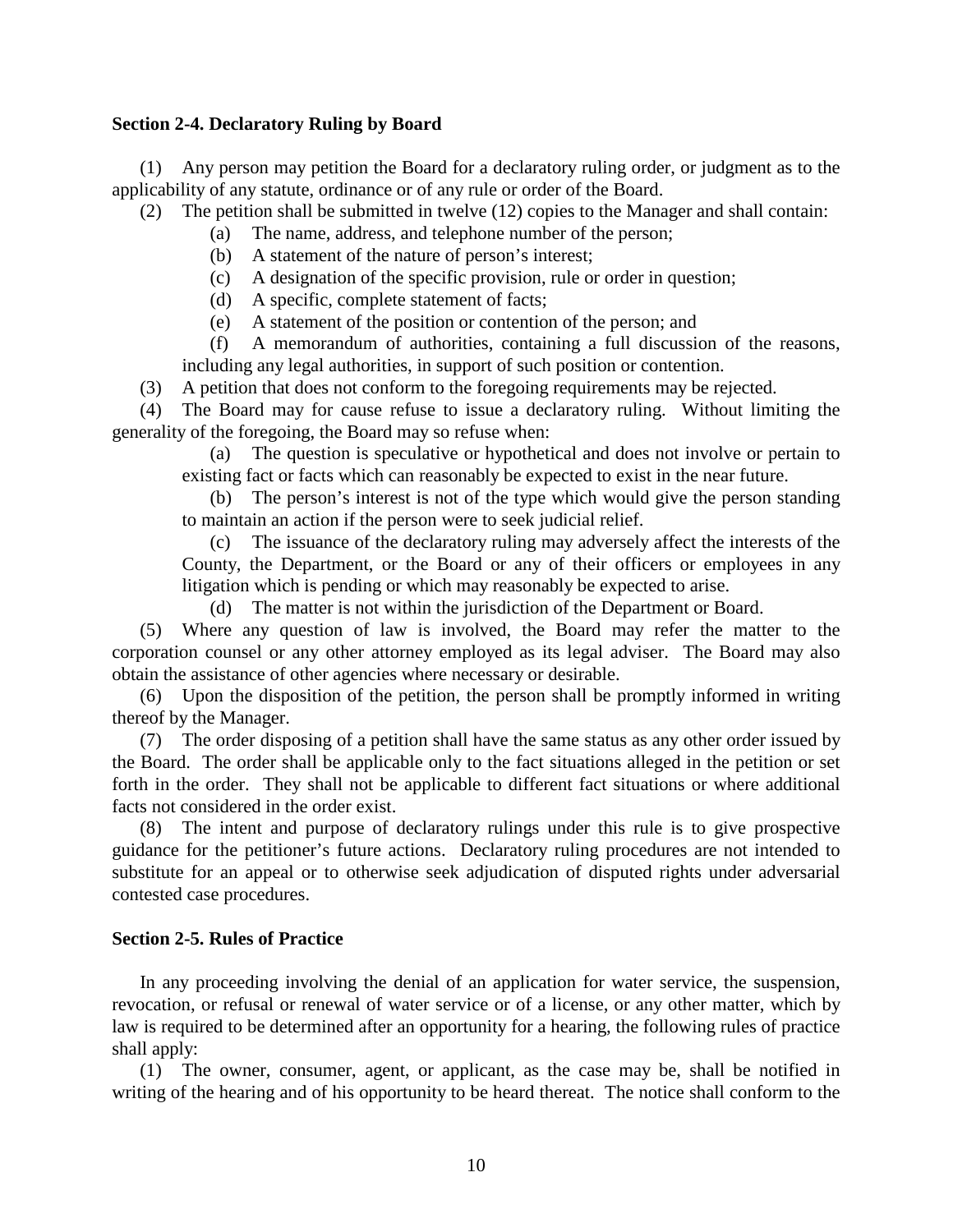**Section 2-4. Declaratory Ruling by Board**

(1) Any person may petition the Board for a declaratory ruling order, or judgment as to the applicability of any statute, ordinance or of any rule or order of the Board.

(2) The petition shall be submitted in twelve (12) copies to the Manager and shall contain:

- (a) The name, address, and telephone number of the person;
- (b) A statement of the nature of person's interest;
- (c) A designation of the specific provision, rule or order in question;
- (d) A specific, complete statement of facts;
- (e) A statement of the position or contention of the person; and
- (f) A memorandum of authorities, containing a full discussion of the reasons, including any legal authorities, in support of such position or contention.

(3) A petition that does not conform to the foregoing requirements may be rejected.

(4) The Board may for cause refuse to issue a declaratory ruling. Without limiting the generality of the foregoing, the Board may so refuse when:

- (a) The question is speculative or hypothetical and does not involve or pertain to existing fact or facts which can reasonably be expected to exist in the near future.
- (b) The person's interest is not of the type which would give the person standing to maintain an action if the person were to seek judicial relief.
- (c) The issuance of the declaratory ruling may adversely affect the interests of the County, the Department, or the Board or any of their officers or employees in any litigation which is pending or which may reasonably be expected to arise.
- (d) The matter is not within the jurisdiction of the Department or Board.

(5) Where any question of law is involved, the Board may refer the matter to the corporation counsel or any other attorney employed as its legal adviser. The Board may also obtain the assistance of other agencies where necessary or desirable.

(6) Upon the disposition of the petition, the person shall be promptly informed in writing thereof by the Manager.

(7) The order disposing of a petition shall have the same status as any other order issued by the Board. The order shall be applicable only to the fact situations alleged in the petition or set forth in the order. They shall not be applicable to different fact situations or where additional facts not considered in the order exist.

(8) The intent and purpose of declaratory rulings under this rule is to give prospective guidance for the petitioner's future actions. Declaratory ruling procedures are not intended to substitute for an appeal or to otherwise seek adjudication of disputed rights under adversarial contested case procedures.

**Section 2-5. Rules of Practice**

In any proceeding involving the denial of an application for water service, the suspension, revocation, or refusal or renewal of water service or of a license, or any other matter, which by law is required to be determined after an opportunity for a hearing, the following rules of practice shall apply:

(1) The owner, consumer, agent, or applicant, as the case may be, shall be notified in writing of the hearing and of his opportunity to be heard thereat. The notice shall conform to the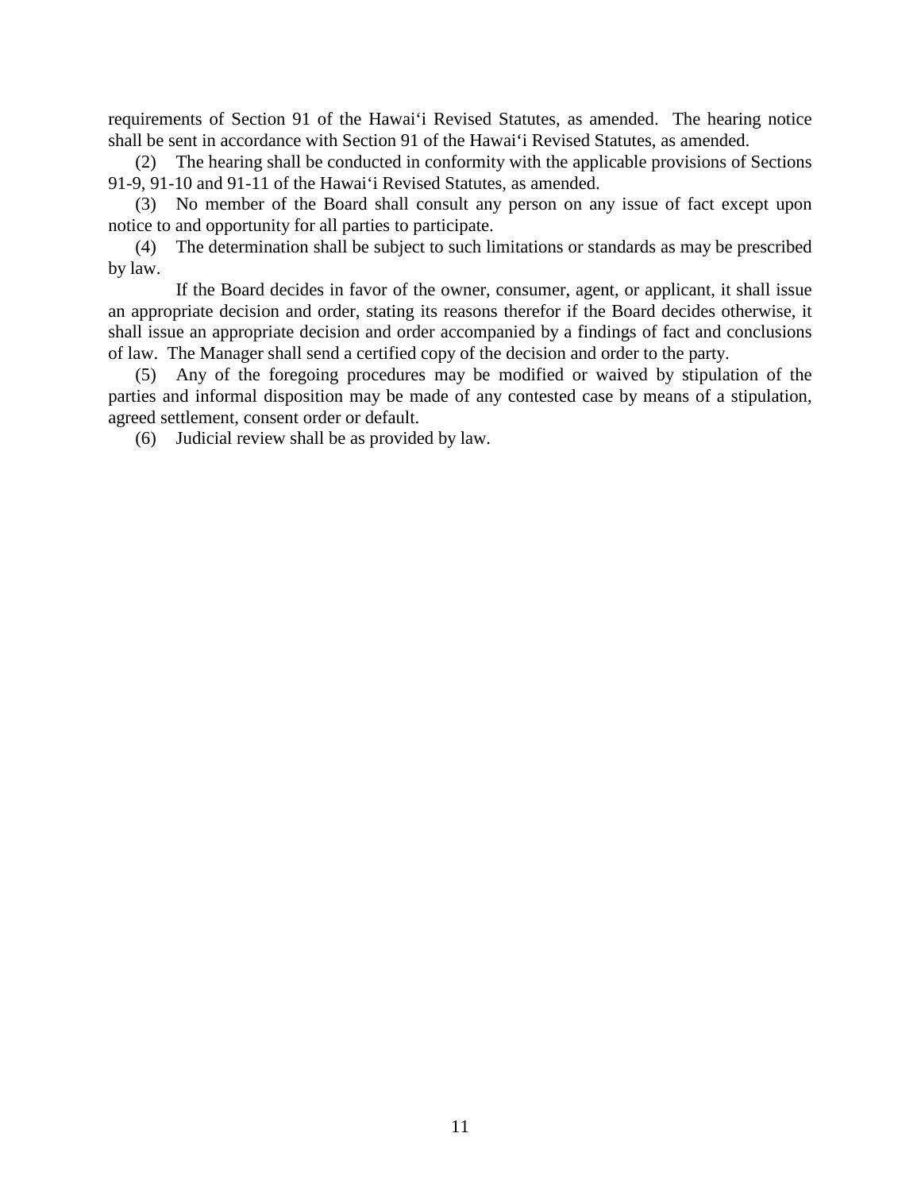requirements of Section 91 of the Hawai'i Revised Statutes, as amended. The hearing notice shall be sent in accordance with Section 91 of the Hawai'i Revised Statutes, as amended.

(2) The hearing shall be conducted in conformity with the applicable provisions of Sections 91-9, 91-10 and 91-11 of the Hawai'i Revised Statutes, as amended.

(3) No member of the Board shall consult any person on any issue of fact except upon notice to and opportunity for all parties to participate.

(4) The determination shall be subject to such limitations or standards as may be prescribed by law.

If the Board decides in favor of the owner, consumer, agent, or applicant, it shall issue an appropriate decision and order, stating its reasons therefor if the Board decides otherwise, it shall issue an appropriate decision and order accompanied by a findings of fact and conclusions of law. The Manager shall send a certified copy of the decision and order to the party.

(5) Any of the foregoing procedures may be modified or waived by stipulation of the parties and informal disposition may be made of any contested case by means of a stipulation, agreed settlement, consent order or default.

(6) Judicial review shall be as provided by law.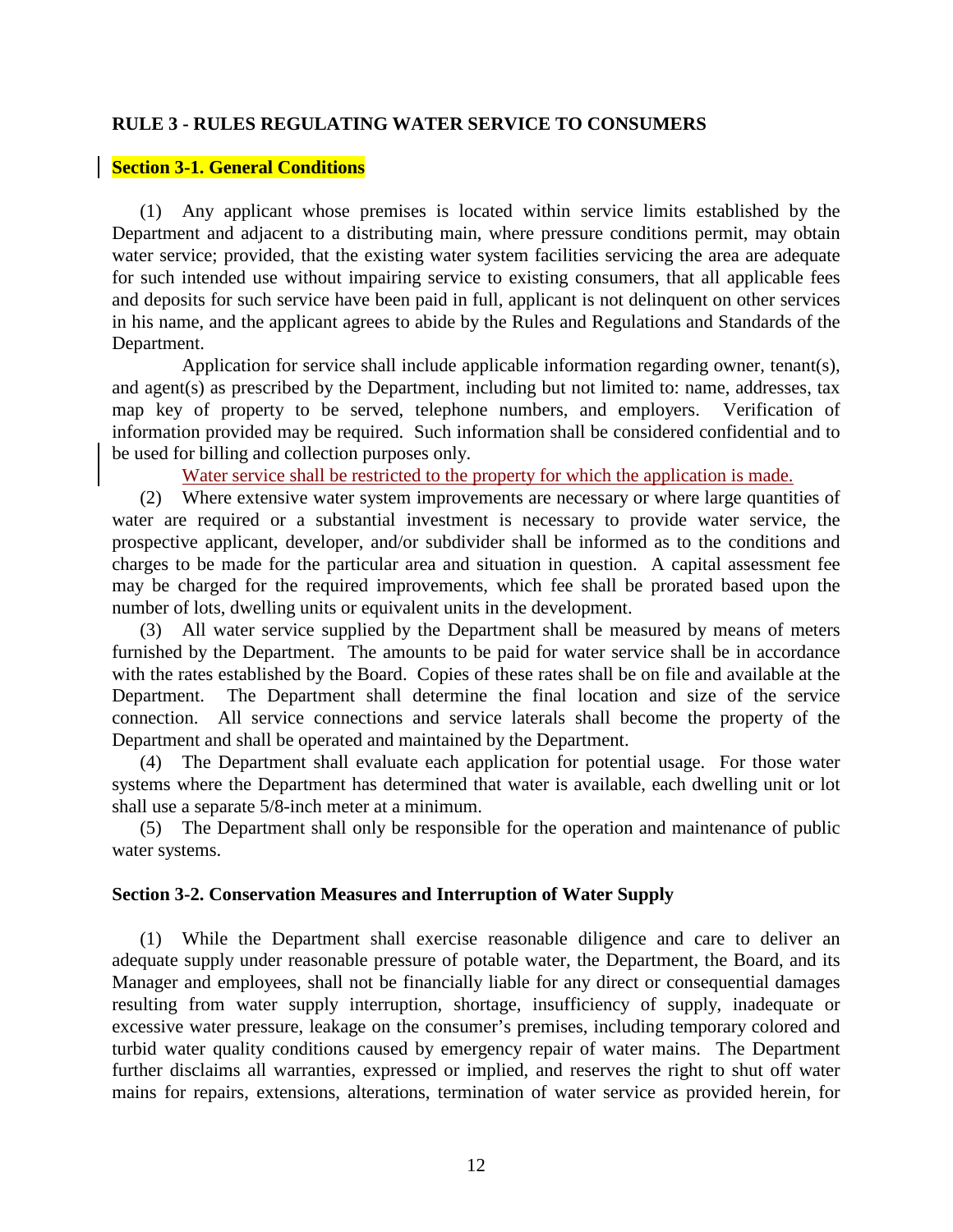## RULE 3 - RULES REGULATING WATER SERVICE TO CONSUMERS

### Section 3-1. General Conditions

(1) Any applicant whose premises is located within service limits established by the Department and adjacent to a distributing main, where pressure conditions permit, may obtain water service; provided, that the existing water system facilities servicing the area are adequate for such intended use without impairing service to existing consumers, that all applicable fees and deposits for such service have been paid in full, applicant is not delinquent on other services in his name, and the applicant agrees to abide by the Rules and Regulations and Standards of the Department.

Application for service shall include applicable information regarding owner, tenant(s), and agent(s) as prescribed by the Department, including but not limited to: name, addresses, tax map key of property to be served, telephone numbers, and employers. Verification of information provided may be required. Such information shall be considered confidential and to be used for billing and collection purposes only.

Water service shall be restricted to the property for which the application is made.

(2) Where extensive water system improvements are necessary or where large quantities of water are required or a substantial investment is necessary to provide water service, the prospective applicant, developer, and/or subdivider shall be informed as to the conditions and charges to be made for the particular area and situation in question. A capital assessment fee may be charged for the required improvements, which fee shall be prorated based upon the number of lots, dwelling units or equivalent units in the development.

(3) All water service supplied by the Department shall be measured by means of meters furnished by the Department. The amounts to be paid for water service shall be in accordance with the rates established by the Board. Copies of these rates shall be on file and available at the Department. The Department shall determine the final location and size of the service connection. All service connections and service laterals shall become the property of the Department and shall be operated and maintained by the Department.

(4) The Department shall evaluate each application for potential usage. For those water systems where the Department has determined that water is available, each dwelling unit or lot shall use a separate 5/8-inch meter at a minimum.

(5) The Department shall only be responsible for the operation and maintenance of public water systems.

### Section 3-2. Conservation Measures and Interruption of Water Supply

(1) While the Department shall exercise reasonable diligence and care to deliver an adequate supply under reasonable pressure of potable water, the Department, the Board, and its Manager and employees, shall not be financially liable for any direct or consequential damages resulting from water supply interruption, shortage, insufficiency of supply, inadequate or excessive water pressure, leakage on the consumer's premises, including temporary colored and turbid water quality conditions caused by emergency repair of water mains. The Department further disclaims all warranties, expressed or implied, and reserves the right to shut off water mains for repairs, extensions, alterations, termination of water service as provided herein, for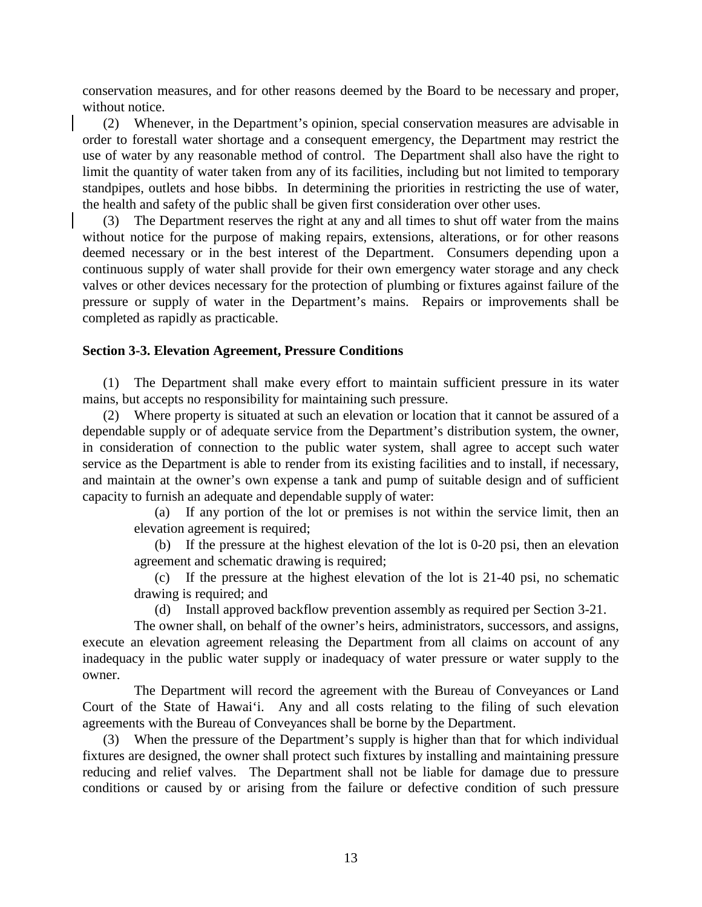conservation measures, and for other reasons deemed by the Board to be necessary and proper, without notice.

(2) Whenever, in the Department's opinion, special conservation measures are advisable in order to forestall water shortage and a consequent emergency, the Department may restrict the use of water by any reasonable method of control. The Department shall also have the right to limit the quantity of water taken from any of its facilities, including but not limited to temporary standpipes, outlets and hose bibbs. In determining the priorities in restricting the use of water, the health and safety of the public shall be given first consideration over other uses.

(3) The Department reserves the right at any and all times to shut off water from the mains without notice for the purpose of making repairs, extensions, alterations, or for other reasons deemed necessary or in the best interest of the Department. Consumers depending upon a continuous supply of water shall provide for their own emergency water storage and any check valves or other devices necessary for the protection of plumbing or fixtures against failure of the pressure or supply of water in the Department's mains. Repairs or improvements shall be completed as rapidly as practicable.

**Section 3-3. Elevation Agreement, Pressure Conditions**

(1) The Department shall make every effort to maintain sufficient pressure in its water mains, but accepts no responsibility for maintaining such pressure.

(2) Where property is situated at such an elevation or location that it cannot be assured of a dependable supply or of adequate service from the Department's distribution system, the owner, in consideration of connection to the public water system, shall agree to accept such water service as the Department is able to render from its existing facilities and to install, if necessary, and maintain at the owner's own expense a tank and pump of suitable design and of sufficient capacity to furnish an adequate and dependable supply of water:

(a) If any portion of the lot or premises is not within the service limit, then an elevation agreement is required;

(b) If the pressure at the highest elevation of the lot is 0-20 psi, then an elevation agreement and schematic drawing is required;

(c) If the pressure at the highest elevation of the lot is 21-40 psi, no schematic drawing is required; and

(d) Install approved backflow prevention assembly as required per Section 3-21.

The owner shall, on behalf of the owner's heirs, administrators, successors, and assigns, execute an elevation agreement releasing the Department from all claims on account of any inadequacy in the public water supply or inadequacy of water pressure or water supply to the owner.

The Department will record the agreement with the Bureau of Conveyances or Land Court of the State of Hawai'i. Any and all costs relating to the filing of such elevation agreements with the Bureau of Conveyances shall be borne by the Department.

(3) When the pressure of the Department's supply is higher than that for which individual fixtures are designed, the owner shall protect such fixtures by installing and maintaining pressure reducing and relief valves. The Department shall not be liable for damage due to pressure conditions or caused by or arising from the failure or defective condition of such pressure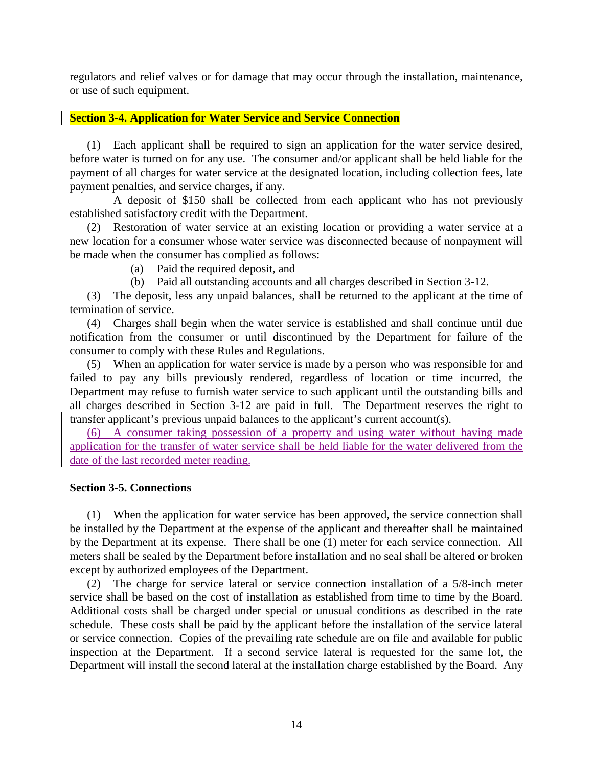regulators and relief valves or for damage that may occur through the installation, maintenance, or use of such equipment.

**Section 3-4. Application for Water Service and Service Connection**

(1) Each applicant shall be required to sign an application for the water service desired, before water is turned on for any use. The consumer and/or applicant shall be held liable for the payment of all charges for water service at the designated location, including collection fees, late payment penalties, and service charges, if any.

A deposit of $150 shall be collected from each applicant who has not previously established satisfactory credit with the Department.

(2) Restoration of water service at an existing location or providing a water service at a new location for a consumer whose water service was disconnected because of nonpayment will be made when the consumer has complied as follows:

(a) Paid the required deposit, and

(b) Paid all outstanding accounts and all charges described in Section 3-12.

(3) The deposit, less any unpaid balances, shall be returned to the applicant at the time of termination of service.

(4) Charges shall begin when the water service is established and shall continue until due notification from the consumer or until discontinued by the Department for failure of the consumer to comply with these Rules and Regulations.

(5) When an application for water service is made by a person who was responsible for and failed to pay any bills previously rendered, regardless of location or time incurred, the Department may refuse to furnish water service to such applicant until the outstanding bills and all charges described in Section 3-12 are paid in full. The Department reserves the right to transfer applicant's previous unpaid balances to the applicant's current account(s).

(6) A consumer taking possession of a property and using water without having made application for the transfer of water service shall be held liable for the water delivered from the date of the last recorded meter reading.

**Section 3-5. Connections**

(1) When the application for water service has been approved, the service connection shall be installed by the Department at the expense of the applicant and thereafter shall be maintained by the Department at its expense. There shall be one (1) meter for each service connection. All meters shall be sealed by the Department before installation and no seal shall be altered or broken except by authorized employees of the Department.

(2) The charge for service lateral or service connection installation of a 5/8-inch meter service shall be based on the cost of installation as established from time to time by the Board. Additional costs shall be charged under special or unusual conditions as described in the rate schedule. These costs shall be paid by the applicant before the installation of the service lateral or service connection. Copies of the prevailing rate schedule are on file and available for public inspection at the Department. If a second service lateral is requested for the same lot, the Department will install the second lateral at the installation charge established by the Board. Any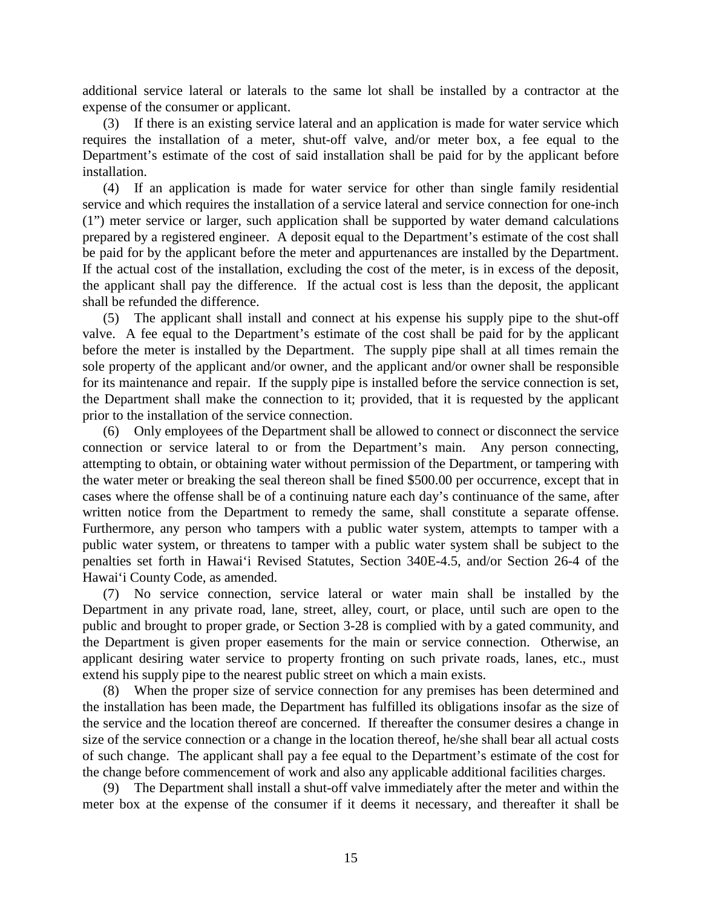additional service lateral or laterals to the same lot shall be installed by a contractor at the expense of the consumer or applicant.

(3) If there is an existing service lateral and an application is made for water service which requires the installation of a meter, shut-off valve, and/or meter box, a fee equal to the Department's estimate of the cost of said installation shall be paid for by the applicant before installation.

(4) If an application is made for water service for other than single family residential service and which requires the installation of a service lateral and service connection for one-inch (1") meter service or larger, such application shall be supported by water demand calculations prepared by a registered engineer. A deposit equal to the Department's estimate of the cost shall be paid for by the applicant before the meter and appurtenances are installed by the Department. If the actual cost of the installation, excluding the cost of the meter, is in excess of the deposit, the applicant shall pay the difference. If the actual cost is less than the deposit, the applicant shall be refunded the difference.

(5) The applicant shall install and connect at his expense his supply pipe to the shut-off valve. A fee equal to the Department's estimate of the cost shall be paid for by the applicant before the meter is installed by the Department. The supply pipe shall at all times remain the sole property of the applicant and/or owner, and the applicant and/or owner shall be responsible for its maintenance and repair. If the supply pipe is installed before the service connection is set, the Department shall make the connection to it; provided, that it is requested by the applicant prior to the installation of the service connection.

(6) Only employees of the Department shall be allowed to connect or disconnect the service connection or service lateral to or from the Department's main. Any person connecting, attempting to obtain, or obtaining water without permission of the Department, or tampering with the water meter or breaking the seal thereon shall be fined $500.00 per occurrence, except that in cases where the offense shall be of a continuing nature each day's continuance of the same, after written notice from the Department to remedy the same, shall constitute a separate offense. Furthermore, any person who tampers with a public water system, attempts to tamper with a public water system, or threatens to tamper with a public water system shall be subject to the penalties set forth in Hawai'i Revised Statutes, Section 340E-4.5, and/or Section 26-4 of the Hawai'i County Code, as amended.

(7) No service connection, service lateral or water main shall be installed by the Department in any private road, lane, street, alley, court, or place, until such are open to the public and brought to proper grade, or Section 3-28 is complied with by a gated community, and the Department is given proper easements for the main or service connection. Otherwise, an applicant desiring water service to property fronting on such private roads, lanes, etc., must extend his supply pipe to the nearest public street on which a main exists.

(8) When the proper size of service connection for any premises has been determined and the installation has been made, the Department has fulfilled its obligations insofar as the size of the service and the location thereof are concerned. If thereafter the consumer desires a change in size of the service connection or a change in the location thereof, he/she shall bear all actual costs of such change. The applicant shall pay a fee equal to the Department's estimate of the cost for the change before commencement of work and also any applicable additional facilities charges.

(9) The Department shall install a shut-off valve immediately after the meter and within the meter box at the expense of the consumer if it deems it necessary, and thereafter it shall be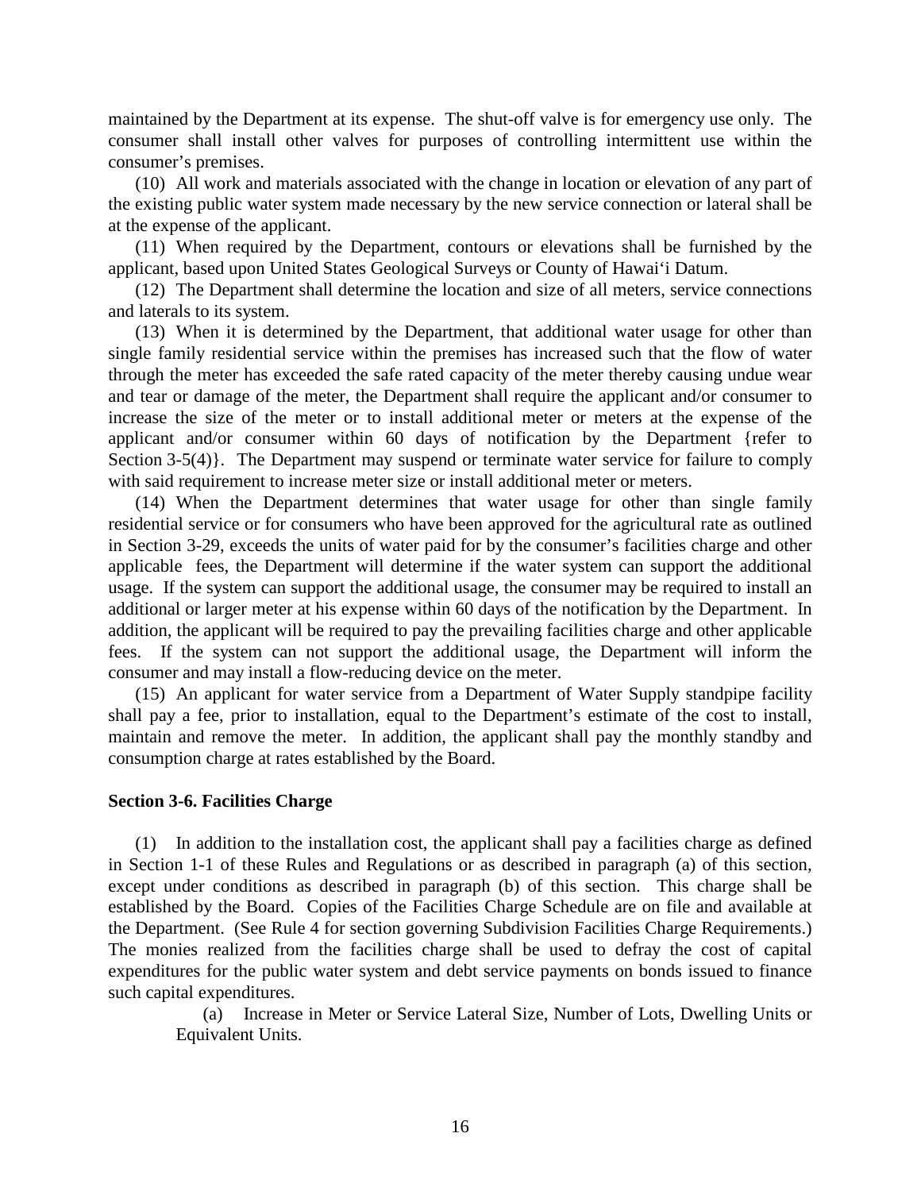maintained by the Department at its expense. The shut-off valve is for emergency use only. The consumer shall install other valves for purposes of controlling intermittent use within the consumer's premises.

(10) All work and materials associated with the change in location or elevation of any part of the existing public water system made necessary by the new service connection or lateral shall be at the expense of the applicant.

(11) When required by the Department, contours or elevations shall be furnished by the applicant, based upon United States Geological Surveys or County of Hawai'i Datum.

(12) The Department shall determine the location and size of all meters, service connections and laterals to its system.

(13) When it is determined by the Department, that additional water usage for other than single family residential service within the premises has increased such that the flow of water through the meter has exceeded the safe rated capacity of the meter thereby causing undue wear and tear or damage of the meter, the Department shall require the applicant and/or consumer to increase the size of the meter or to install additional meter or meters at the expense of the applicant and/or consumer within 60 days of notification by the Department {refer to Section 3-5(4)}. The Department may suspend or terminate water service for failure to comply with said requirement to increase meter size or install additional meter or meters.

(14) When the Department determines that water usage for other than single family residential service or for consumers who have been approved for the agricultural rate as outlined in Section 3-29, exceeds the units of water paid for by the consumer's facilities charge and other applicable fees, the Department will determine if the water system can support the additional usage. If the system can support the additional usage, the consumer may be required to install an additional or larger meter at his expense within 60 days of the notification by the Department. In addition, the applicant will be required to pay the prevailing facilities charge and other applicable fees. If the system can not support the additional usage, the Department will inform the consumer and may install a flow-reducing device on the meter.

(15) An applicant for water service from a Department of Water Supply standpipe facility shall pay a fee, prior to installation, equal to the Department's estimate of the cost to install, maintain and remove the meter. In addition, the applicant shall pay the monthly standby and consumption charge at rates established by the Board.

**Section 3-6. Facilities Charge**

(1) In addition to the installation cost, the applicant shall pay a facilities charge as defined in Section 1-1 of these Rules and Regulations or as described in paragraph (a) of this section, except under conditions as described in paragraph (b) of this section. This charge shall be established by the Board. Copies of the Facilities Charge Schedule are on file and available at the Department. (See Rule 4 for section governing Subdivision Facilities Charge Requirements.) The monies realized from the facilities charge shall be used to defray the cost of capital expenditures for the public water system and debt service payments on bonds issued to finance such capital expenditures.

(a) Increase in Meter or Service Lateral Size, Number of Lots, Dwelling Units or Equivalent Units.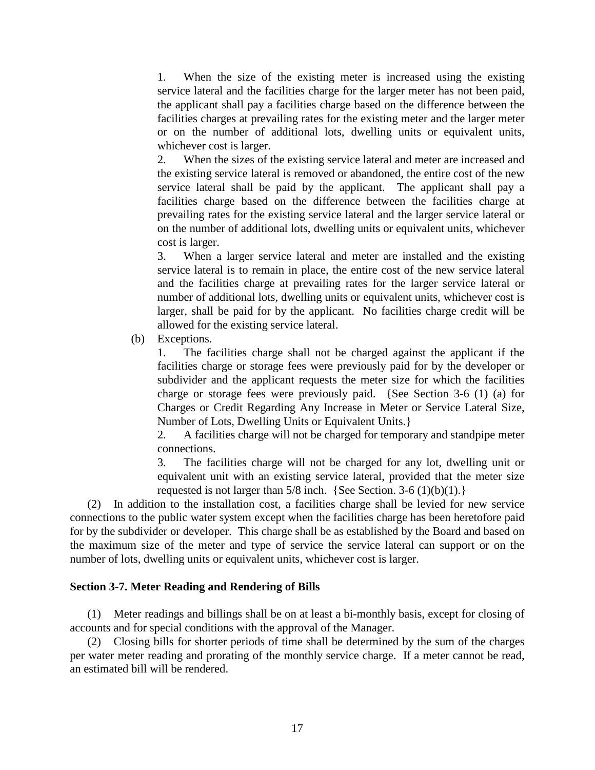1. When the size of the existing meter is increased using the existing service lateral and the facilities charge for the larger meter has not been paid, the applicant shall pay a facilities charge based on the difference between the facilities charges at prevailing rates for the existing meter and the larger meter or on the number of additional lots, dwelling units or equivalent units, whichever cost is larger.

2. When the sizes of the existing service lateral and meter are increased and the existing service lateral is removed or abandoned, the entire cost of the new service lateral shall be paid by the applicant. The applicant shall pay a facilities charge based on the difference between the facilities charge at prevailing rates for the existing service lateral and the larger service lateral or on the number of additional lots, dwelling units or equivalent units, whichever cost is larger.

3. When a larger service lateral and meter are installed and the existing service lateral is to remain in place, the entire cost of the new service lateral and the facilities charge at prevailing rates for the larger service lateral or number of additional lots, dwelling units or equivalent units, whichever cost is larger, shall be paid for by the applicant. No facilities charge credit will be allowed for the existing service lateral.

(b) Exceptions.

1. The facilities charge shall not be charged against the applicant if the facilities charge or storage fees were previously paid for by the developer or subdivider and the applicant requests the meter size for which the facilities charge or storage fees were previously paid. {See Section 3-6 (1) (a) for Charges or Credit Regarding Any Increase in Meter or Service Lateral Size, Number of Lots, Dwelling Units or Equivalent Units.}

2. A facilities charge will not be charged for temporary and standpipe meter connections.

3. The facilities charge will not be charged for any lot, dwelling unit or equivalent unit with an existing service lateral, provided that the meter size requested is not larger than 5/8 inch. {See Section. 3-6 (1)(b)(1).}

(2) In addition to the installation cost, a facilities charge shall be levied for new service connections to the public water system except when the facilities charge has been heretofore paid for by the subdivider or developer. This charge shall be as established by the Board and based on the maximum size of the meter and type of service the service lateral can support or on the number of lots, dwelling units or equivalent units, whichever cost is larger.

**Section 3-7. Meter Reading and Rendering of Bills**

(1) Meter readings and billings shall be on at least a bi-monthly basis, except for closing of accounts and for special conditions with the approval of the Manager.

(2) Closing bills for shorter periods of time shall be determined by the sum of the charges per water meter reading and prorating of the monthly service charge. If a meter cannot be read, an estimated bill will be rendered.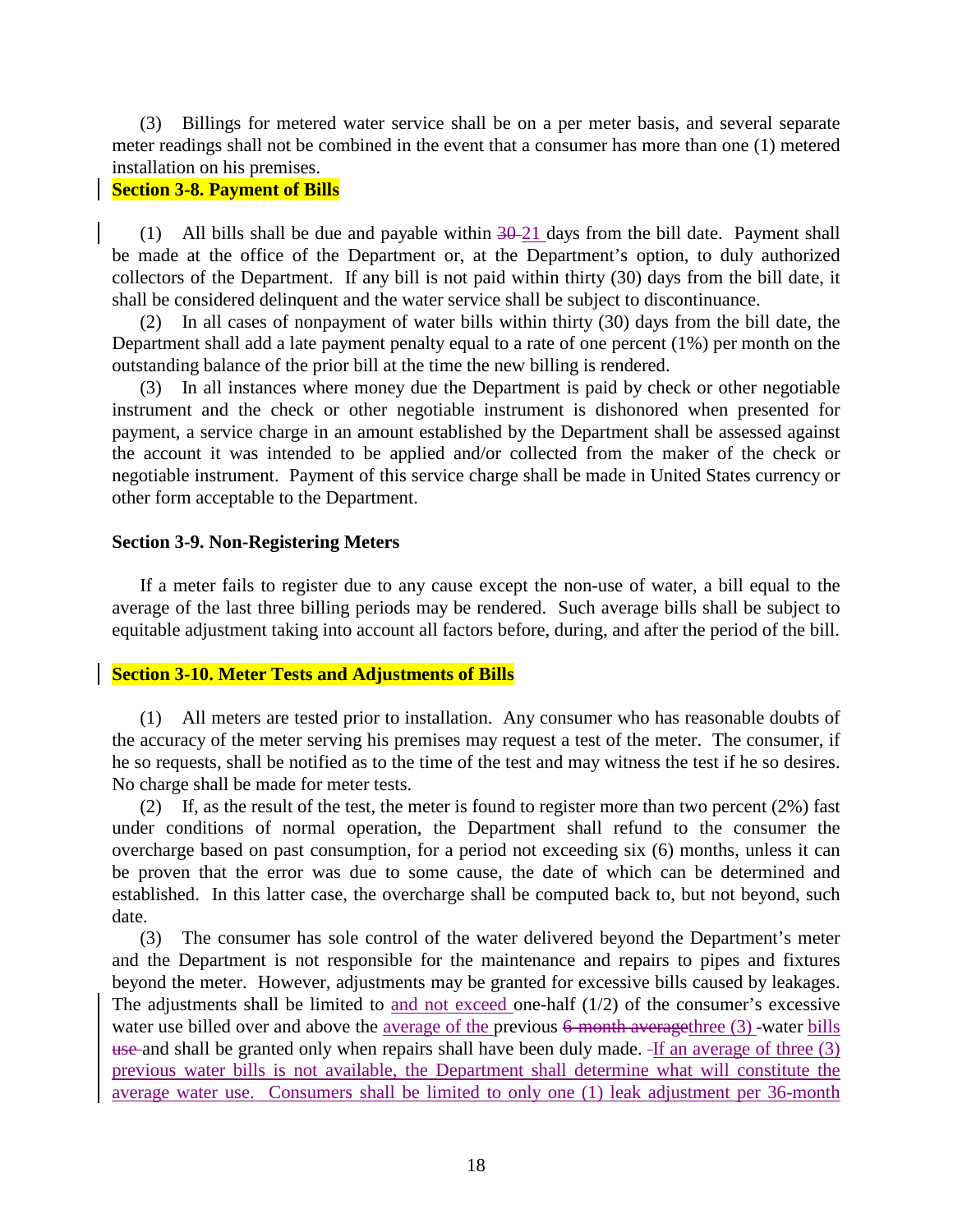(3) Billings for metered water service shall be on a per meter basis, and several separate meter readings shall not be combined in the event that a consumer has more than one (1) metered installation on his premises.

**Section 3-8. Payment of Bills**

(1) All bills shall be due and payable within ~~30~~ 21 days from the bill date. Payment shall be made at the office of the Department or, at the Department's option, to duly authorized collectors of the Department. If any bill is not paid within thirty (30) days from the bill date, it shall be considered delinquent and the water service shall be subject to discontinuance.

(2) In all cases of nonpayment of water bills within thirty (30) days from the bill date, the Department shall add a late payment penalty equal to a rate of one percent (1%) per month on the outstanding balance of the prior bill at the time the new billing is rendered.

(3) In all instances where money due the Department is paid by check or other negotiable instrument and the check or other negotiable instrument is dishonored when presented for payment, a service charge in an amount established by the Department shall be assessed against the account it was intended to be applied and/or collected from the maker of the check or negotiable instrument. Payment of this service charge shall be made in United States currency or other form acceptable to the Department.

**Section 3-9. Non-Registering Meters**

If a meter fails to register due to any cause except the non-use of water, a bill equal to the average of the last three billing periods may be rendered. Such average bills shall be subject to equitable adjustment taking into account all factors before, during, and after the period of the bill.

**Section 3-10. Meter Tests and Adjustments of Bills**

(1) All meters are tested prior to installation. Any consumer who has reasonable doubts of the accuracy of the meter serving his premises may request a test of the meter. The consumer, if he so requests, shall be notified as to the time of the test and may witness the test if he so desires. No charge shall be made for meter tests.

(2) If, as the result of the test, the meter is found to register more than two percent (2%) fast under conditions of normal operation, the Department shall refund to the consumer the overcharge based on past consumption, for a period not exceeding six (6) months, unless it can be proven that the error was due to some cause, the date of which can be determined and established. In this latter case, the overcharge shall be computed back to, but not beyond, such date.

(3) The consumer has sole control of the water delivered beyond the Department's meter and the Department is not responsible for the maintenance and repairs to pipes and fixtures beyond the meter. However, adjustments may be granted for excessive bills caused by leakages. The adjustments shall be limited to and not exceed one-half (1/2) of the consumer's excessive water use billed over and above the average of the previous ~~6-month average~~three (3) -water bills ~~use~~ and shall be granted only when repairs shall have been duly made. If an average of three (3) previous water bills is not available, the Department shall determine what will constitute the average water use. Consumers shall be limited to only one (1) leak adjustment per 36-month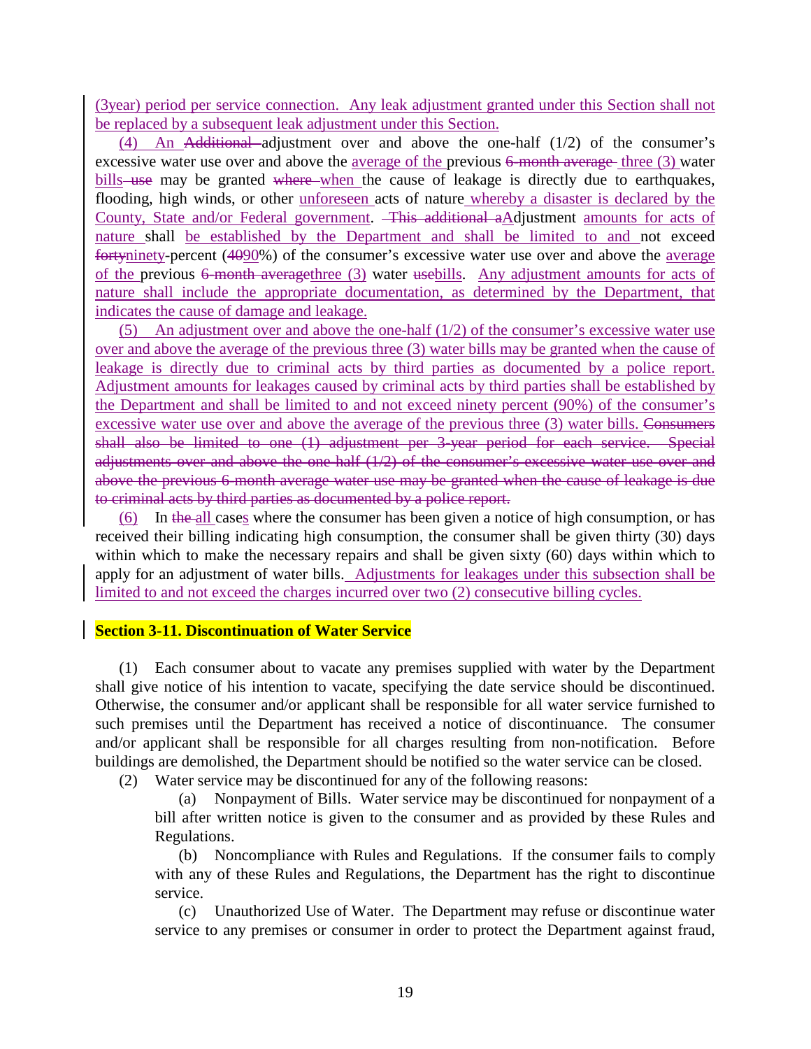(3year) period per service connection. Any leak adjustment granted under this Section shall not be replaced by a subsequent leak adjustment under this Section.

(4) An ~~Additional~~ adjustment over and above the one-half (1/2) of the consumer's excessive water use over and above the average of the previous ~~6-month average~~ three (3) water bills ~~use~~ may be granted ~~where~~ when the cause of leakage is directly due to earthquakes, flooding, high winds, or other unforeseen acts of nature whereby a disaster is declared by the County, State and/or Federal government. ~~This additional a~~Adjustment amounts for acts of nature shall be established by the Department and shall be limited to and not exceed ~~forty~~ninety-percent (~~40~~90%) of the consumer's excessive water use over and above the average of the previous ~~6-month average~~three (3) water ~~use~~bills. Any adjustment amounts for acts of nature shall include the appropriate documentation, as determined by the Department, that indicates the cause of damage and leakage.

(5) An adjustment over and above the one-half (1/2) of the consumer's excessive water use over and above the average of the previous three (3) water bills may be granted when the cause of leakage is directly due to criminal acts by third parties as documented by a police report. Adjustment amounts for leakages caused by criminal acts by third parties shall be established by the Department and shall be limited to and not exceed ninety percent (90%) of the consumer's excessive water use over and above the average of the previous three (3) water bills. ~~Consumers shall also be limited to one (1) adjustment per 3-year period for each service. Special adjustments over and above the one-half (1/2) of the consumer's excessive water use over and above the previous 6-month average water use may be granted when the cause of leakage is due to criminal acts by third parties as documented by a police report.~~

(6) In ~~the~~ all cases where the consumer has been given a notice of high consumption, or has received their billing indicating high consumption, the consumer shall be given thirty (30) days within which to make the necessary repairs and shall be given sixty (60) days within which to apply for an adjustment of water bills. Adjustments for leakages under this subsection shall be limited to and not exceed the charges incurred over two (2) consecutive billing cycles.

**Section 3-11. Discontinuation of Water Service**

(1) Each consumer about to vacate any premises supplied with water by the Department shall give notice of his intention to vacate, specifying the date service should be discontinued. Otherwise, the consumer and/or applicant shall be responsible for all water service furnished to such premises until the Department has received a notice of discontinuance. The consumer and/or applicant shall be responsible for all charges resulting from non-notification. Before buildings are demolished, the Department should be notified so the water service can be closed.

(2) Water service may be discontinued for any of the following reasons:

(a) Nonpayment of Bills. Water service may be discontinued for nonpayment of a bill after written notice is given to the consumer and as provided by these Rules and Regulations.

(b) Noncompliance with Rules and Regulations. If the consumer fails to comply with any of these Rules and Regulations, the Department has the right to discontinue service.

(c) Unauthorized Use of Water. The Department may refuse or discontinue water service to any premises or consumer in order to protect the Department against fraud,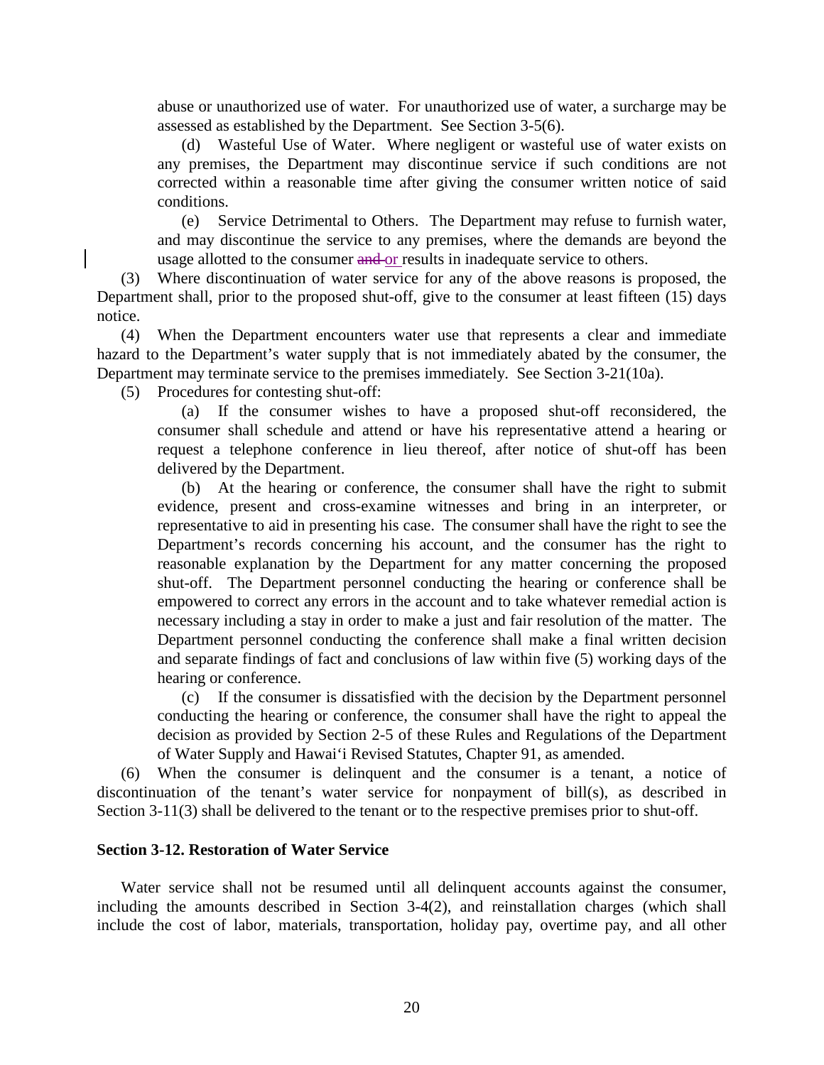abuse or unauthorized use of water. For unauthorized use of water, a surcharge may be assessed as established by the Department. See Section 3-5(6).

(d) Wasteful Use of Water. Where negligent or wasteful use of water exists on any premises, the Department may discontinue service if such conditions are not corrected within a reasonable time after giving the consumer written notice of said conditions.

(e) Service Detrimental to Others. The Department may refuse to furnish water, and may discontinue the service to any premises, where the demands are beyond the usage allotted to the consumer ~~and~~ or results in inadequate service to others.

(3) Where discontinuation of water service for any of the above reasons is proposed, the Department shall, prior to the proposed shut-off, give to the consumer at least fifteen (15) days notice.

(4) When the Department encounters water use that represents a clear and immediate hazard to the Department's water supply that is not immediately abated by the consumer, the Department may terminate service to the premises immediately. See Section 3-21(10a).

(5) Procedures for contesting shut-off:

(a) If the consumer wishes to have a proposed shut-off reconsidered, the consumer shall schedule and attend or have his representative attend a hearing or request a telephone conference in lieu thereof, after notice of shut-off has been delivered by the Department.

(b) At the hearing or conference, the consumer shall have the right to submit evidence, present and cross-examine witnesses and bring in an interpreter, or representative to aid in presenting his case. The consumer shall have the right to see the Department's records concerning his account, and the consumer has the right to reasonable explanation by the Department for any matter concerning the proposed shut-off. The Department personnel conducting the hearing or conference shall be empowered to correct any errors in the account and to take whatever remedial action is necessary including a stay in order to make a just and fair resolution of the matter. The Department personnel conducting the conference shall make a final written decision and separate findings of fact and conclusions of law within five (5) working days of the hearing or conference.

(c) If the consumer is dissatisfied with the decision by the Department personnel conducting the hearing or conference, the consumer shall have the right to appeal the decision as provided by Section 2-5 of these Rules and Regulations of the Department of Water Supply and Hawai'i Revised Statutes, Chapter 91, as amended.

(6) When the consumer is delinquent and the consumer is a tenant, a notice of discontinuation of the tenant's water service for nonpayment of bill(s), as described in Section 3-11(3) shall be delivered to the tenant or to the respective premises prior to shut-off.

**Section 3-12. Restoration of Water Service**

Water service shall not be resumed until all delinquent accounts against the consumer, including the amounts described in Section 3-4(2), and reinstallation charges (which shall include the cost of labor, materials, transportation, holiday pay, overtime pay, and all other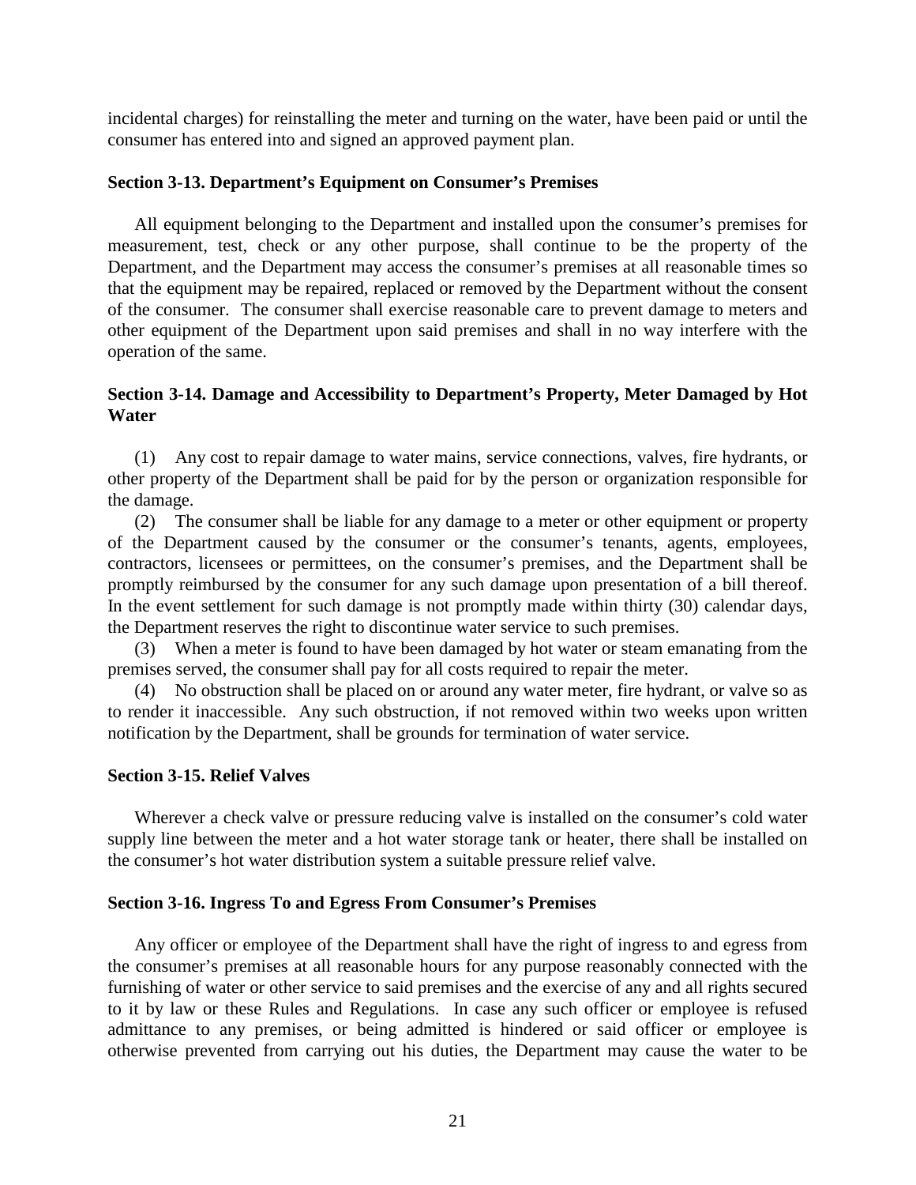incidental charges) for reinstalling the meter and turning on the water, have been paid or until the consumer has entered into and signed an approved payment plan.

**Section 3-13. Department's Equipment on Consumer's Premises**

All equipment belonging to the Department and installed upon the consumer's premises for measurement, test, check or any other purpose, shall continue to be the property of the Department, and the Department may access the consumer's premises at all reasonable times so that the equipment may be repaired, replaced or removed by the Department without the consent of the consumer. The consumer shall exercise reasonable care to prevent damage to meters and other equipment of the Department upon said premises and shall in no way interfere with the operation of the same.

**Section 3-14. Damage and Accessibility to Department's Property, Meter Damaged by Hot Water**

(1) Any cost to repair damage to water mains, service connections, valves, fire hydrants, or other property of the Department shall be paid for by the person or organization responsible for the damage.

(2) The consumer shall be liable for any damage to a meter or other equipment or property of the Department caused by the consumer or the consumer's tenants, agents, employees, contractors, licensees or permittees, on the consumer's premises, and the Department shall be promptly reimbursed by the consumer for any such damage upon presentation of a bill thereof. In the event settlement for such damage is not promptly made within thirty (30) calendar days, the Department reserves the right to discontinue water service to such premises.

(3) When a meter is found to have been damaged by hot water or steam emanating from the premises served, the consumer shall pay for all costs required to repair the meter.

(4) No obstruction shall be placed on or around any water meter, fire hydrant, or valve so as to render it inaccessible. Any such obstruction, if not removed within two weeks upon written notification by the Department, shall be grounds for termination of water service.

**Section 3-15. Relief Valves**

Wherever a check valve or pressure reducing valve is installed on the consumer's cold water supply line between the meter and a hot water storage tank or heater, there shall be installed on the consumer's hot water distribution system a suitable pressure relief valve.

**Section 3-16. Ingress To and Egress From Consumer's Premises**

Any officer or employee of the Department shall have the right of ingress to and egress from the consumer's premises at all reasonable hours for any purpose reasonably connected with the furnishing of water or other service to said premises and the exercise of any and all rights secured to it by law or these Rules and Regulations. In case any such officer or employee is refused admittance to any premises, or being admitted is hindered or said officer or employee is otherwise prevented from carrying out his duties, the Department may cause the water to be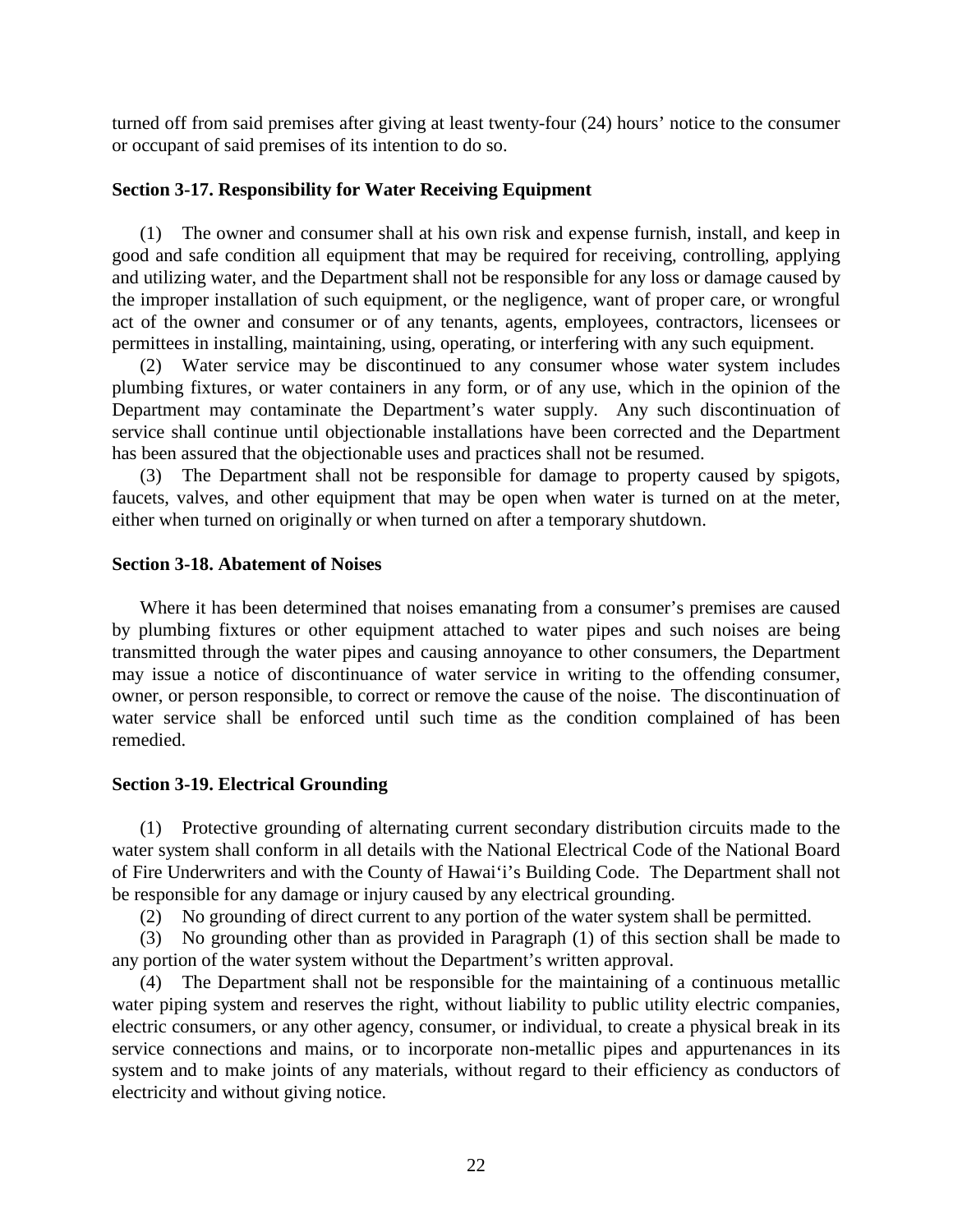turned off from said premises after giving at least twenty-four (24) hours' notice to the consumer or occupant of said premises of its intention to do so.

**Section 3-17. Responsibility for Water Receiving Equipment**

(1) The owner and consumer shall at his own risk and expense furnish, install, and keep in good and safe condition all equipment that may be required for receiving, controlling, applying and utilizing water, and the Department shall not be responsible for any loss or damage caused by the improper installation of such equipment, or the negligence, want of proper care, or wrongful act of the owner and consumer or of any tenants, agents, employees, contractors, licensees or permittees in installing, maintaining, using, operating, or interfering with any such equipment.

(2) Water service may be discontinued to any consumer whose water system includes plumbing fixtures, or water containers in any form, or of any use, which in the opinion of the Department may contaminate the Department's water supply. Any such discontinuation of service shall continue until objectionable installations have been corrected and the Department has been assured that the objectionable uses and practices shall not be resumed.

(3) The Department shall not be responsible for damage to property caused by spigots, faucets, valves, and other equipment that may be open when water is turned on at the meter, either when turned on originally or when turned on after a temporary shutdown.

**Section 3-18. Abatement of Noises**

Where it has been determined that noises emanating from a consumer's premises are caused by plumbing fixtures or other equipment attached to water pipes and such noises are being transmitted through the water pipes and causing annoyance to other consumers, the Department may issue a notice of discontinuance of water service in writing to the offending consumer, owner, or person responsible, to correct or remove the cause of the noise. The discontinuation of water service shall be enforced until such time as the condition complained of has been remedied.

**Section 3-19. Electrical Grounding**

(1) Protective grounding of alternating current secondary distribution circuits made to the water system shall conform in all details with the National Electrical Code of the National Board of Fire Underwriters and with the County of Hawaiʻi's Building Code. The Department shall not be responsible for any damage or injury caused by any electrical grounding.

(2) No grounding of direct current to any portion of the water system shall be permitted.

(3) No grounding other than as provided in Paragraph (1) of this section shall be made to any portion of the water system without the Department's written approval.

(4) The Department shall not be responsible for the maintaining of a continuous metallic water piping system and reserves the right, without liability to public utility electric companies, electric consumers, or any other agency, consumer, or individual, to create a physical break in its service connections and mains, or to incorporate non-metallic pipes and appurtenances in its system and to make joints of any materials, without regard to their efficiency as conductors of electricity and without giving notice.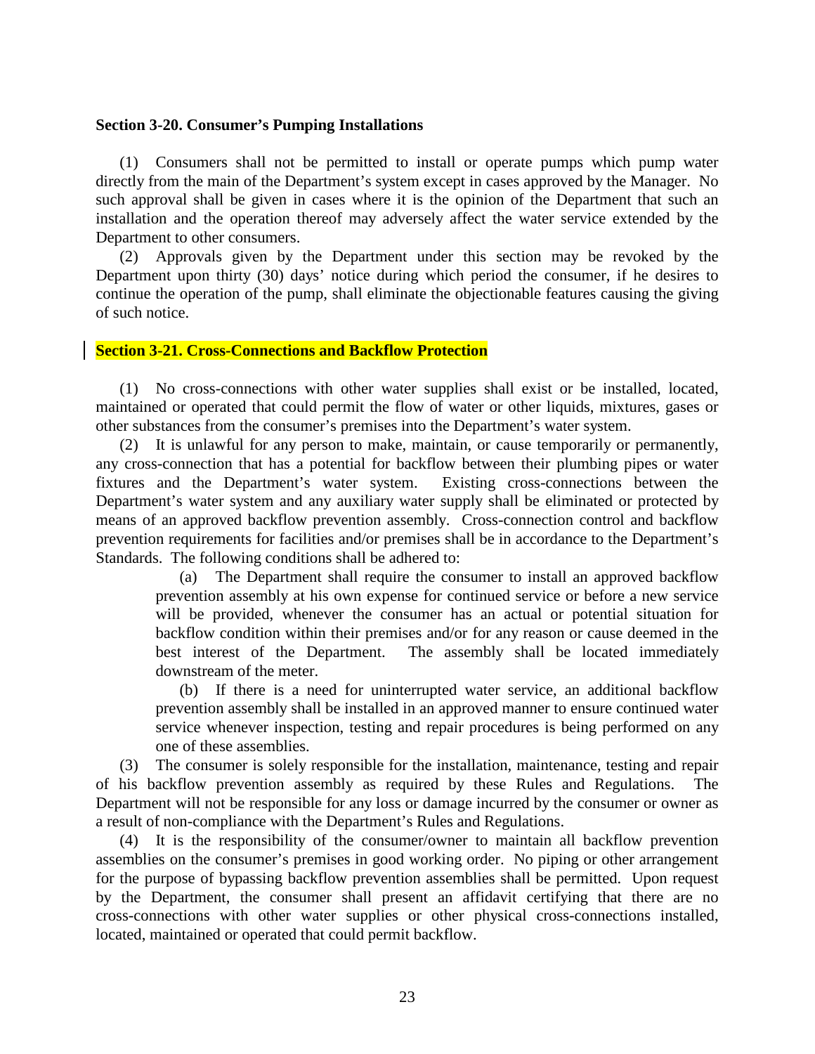**Section 3-20. Consumer's Pumping Installations**

(1) Consumers shall not be permitted to install or operate pumps which pump water directly from the main of the Department's system except in cases approved by the Manager. No such approval shall be given in cases where it is the opinion of the Department that such an installation and the operation thereof may adversely affect the water service extended by the Department to other consumers.

(2) Approvals given by the Department under this section may be revoked by the Department upon thirty (30) days' notice during which period the consumer, if he desires to continue the operation of the pump, shall eliminate the objectionable features causing the giving of such notice.

**Section 3-21. Cross-Connections and Backflow Protection**

(1) No cross-connections with other water supplies shall exist or be installed, located, maintained or operated that could permit the flow of water or other liquids, mixtures, gases or other substances from the consumer's premises into the Department's water system.

(2) It is unlawful for any person to make, maintain, or cause temporarily or permanently, any cross-connection that has a potential for backflow between their plumbing pipes or water fixtures and the Department's water system. Existing cross-connections between the Department's water system and any auxiliary water supply shall be eliminated or protected by means of an approved backflow prevention assembly. Cross-connection control and backflow prevention requirements for facilities and/or premises shall be in accordance to the Department's Standards. The following conditions shall be adhered to:

(a) The Department shall require the consumer to install an approved backflow prevention assembly at his own expense for continued service or before a new service will be provided, whenever the consumer has an actual or potential situation for backflow condition within their premises and/or for any reason or cause deemed in the best interest of the Department. The assembly shall be located immediately downstream of the meter.

(b) If there is a need for uninterrupted water service, an additional backflow prevention assembly shall be installed in an approved manner to ensure continued water service whenever inspection, testing and repair procedures is being performed on any one of these assemblies.

(3) The consumer is solely responsible for the installation, maintenance, testing and repair of his backflow prevention assembly as required by these Rules and Regulations. The Department will not be responsible for any loss or damage incurred by the consumer or owner as a result of non-compliance with the Department's Rules and Regulations.

(4) It is the responsibility of the consumer/owner to maintain all backflow prevention assemblies on the consumer's premises in good working order. No piping or other arrangement for the purpose of bypassing backflow prevention assemblies shall be permitted. Upon request by the Department, the consumer shall present an affidavit certifying that there are no cross-connections with other water supplies or other physical cross-connections installed, located, maintained or operated that could permit backflow.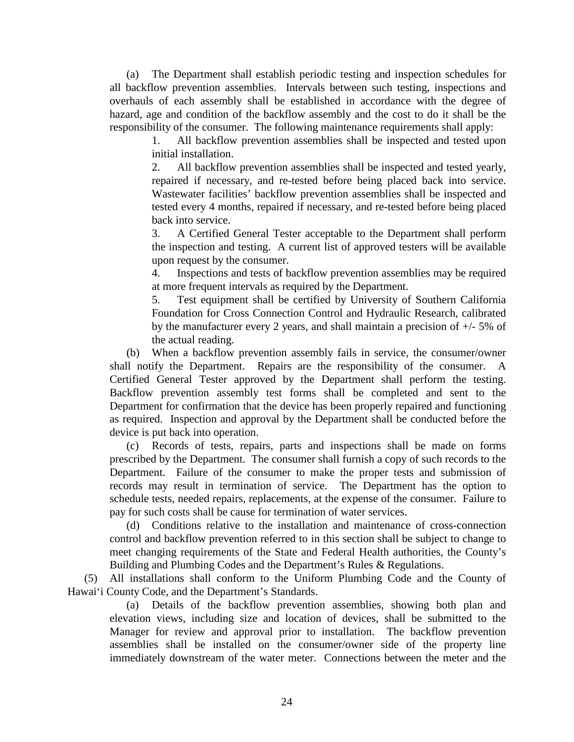(a) The Department shall establish periodic testing and inspection schedules for all backflow prevention assemblies. Intervals between such testing, inspections and overhauls of each assembly shall be established in accordance with the degree of hazard, age and condition of the backflow assembly and the cost to do it shall be the responsibility of the consumer. The following maintenance requirements shall apply:

1. All backflow prevention assemblies shall be inspected and tested upon initial installation.
2. All backflow prevention assemblies shall be inspected and tested yearly, repaired if necessary, and re-tested before being placed back into service. Wastewater facilities' backflow prevention assemblies shall be inspected and tested every 4 months, repaired if necessary, and re-tested before being placed back into service.
3. A Certified General Tester acceptable to the Department shall perform the inspection and testing. A current list of approved testers will be available upon request by the consumer.
4. Inspections and tests of backflow prevention assemblies may be required at more frequent intervals as required by the Department.
5. Test equipment shall be certified by University of Southern California Foundation for Cross Connection Control and Hydraulic Research, calibrated by the manufacturer every 2 years, and shall maintain a precision of +/- 5% of the actual reading.

(b) When a backflow prevention assembly fails in service, the consumer/owner shall notify the Department. Repairs are the responsibility of the consumer. A Certified General Tester approved by the Department shall perform the testing. Backflow prevention assembly test forms shall be completed and sent to the Department for confirmation that the device has been properly repaired and functioning as required. Inspection and approval by the Department shall be conducted before the device is put back into operation.

(c) Records of tests, repairs, parts and inspections shall be made on forms prescribed by the Department. The consumer shall furnish a copy of such records to the Department. Failure of the consumer to make the proper tests and submission of records may result in termination of service. The Department has the option to schedule tests, needed repairs, replacements, at the expense of the consumer. Failure to pay for such costs shall be cause for termination of water services.

(d) Conditions relative to the installation and maintenance of cross-connection control and backflow prevention referred to in this section shall be subject to change to meet changing requirements of the State and Federal Health authorities, the County's Building and Plumbing Codes and the Department's Rules & Regulations.

(5) All installations shall conform to the Uniform Plumbing Code and the County of Hawai'i County Code, and the Department's Standards.

(a) Details of the backflow prevention assemblies, showing both plan and elevation views, including size and location of devices, shall be submitted to the Manager for review and approval prior to installation. The backflow prevention assemblies shall be installed on the consumer/owner side of the property line immediately downstream of the water meter. Connections between the meter and the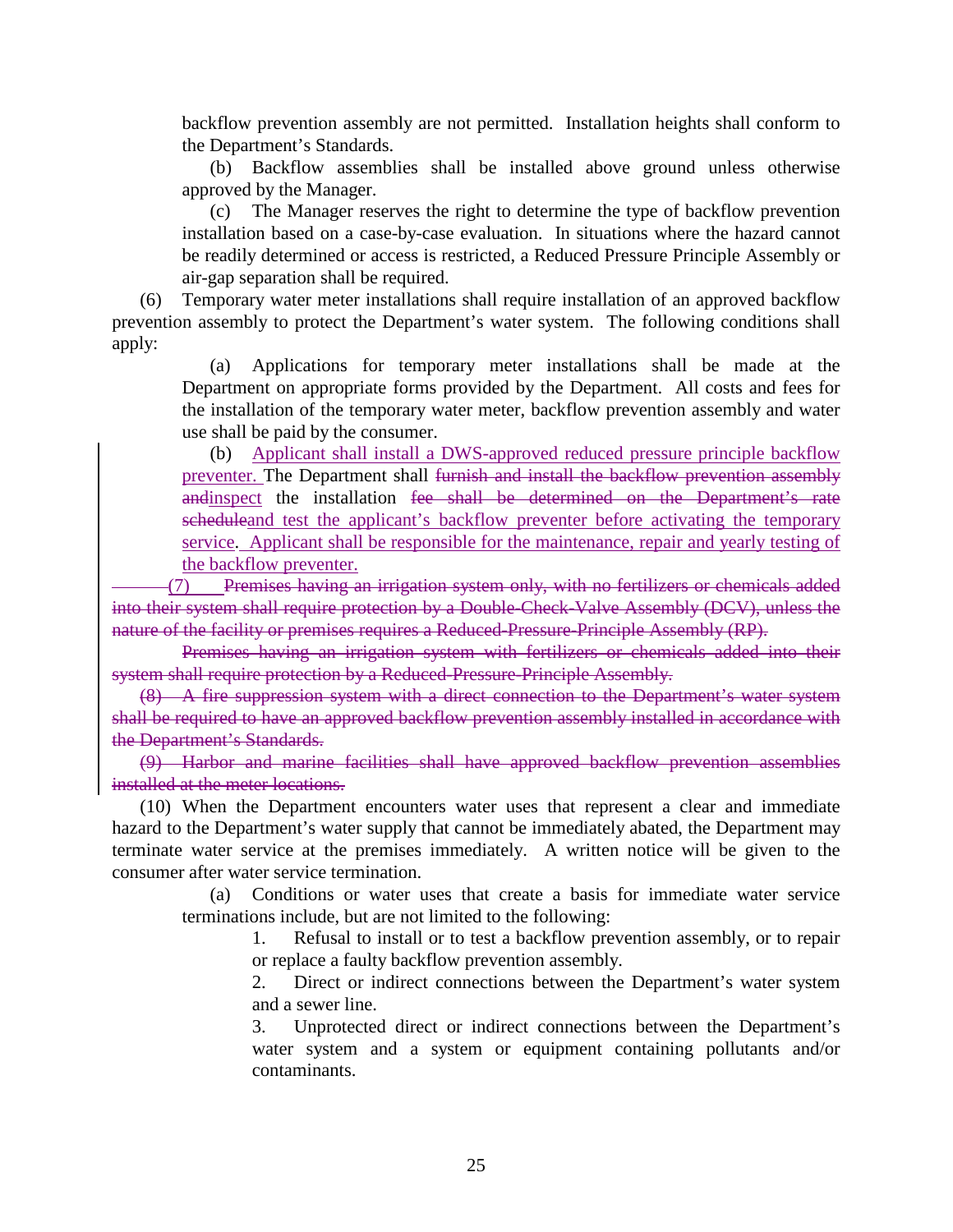backflow prevention assembly are not permitted. Installation heights shall conform to the Department's Standards.

(b) Backflow assemblies shall be installed above ground unless otherwise approved by the Manager.

(c) The Manager reserves the right to determine the type of backflow prevention installation based on a case-by-case evaluation. In situations where the hazard cannot be readily determined or access is restricted, a Reduced Pressure Principle Assembly or air-gap separation shall be required.

(6) Temporary water meter installations shall require installation of an approved backflow prevention assembly to protect the Department's water system. The following conditions shall apply:

(a) Applications for temporary meter installations shall be made at the Department on appropriate forms provided by the Department. All costs and fees for the installation of the temporary water meter, backflow prevention assembly and water use shall be paid by the consumer.

(b) <u>Applicant shall install a DWS-approved reduced pressure principle backflow preventer.</u> The Department shall ~~furnish and install the backflow prevention assembly and~~<u>inspect</u> the installation ~~fee shall be determined on the Department's rate schedule~~<u>and test the applicant's backflow preventer before activating the temporary service</u>. <u>Applicant shall be responsible for the maintenance, repair and yearly testing of the backflow preventer.</u>

~~(7) Premises having an irrigation system only, with no fertilizers or chemicals added into their system shall require protection by a Double-Check-Valve Assembly (DCV), unless the nature of the facility or premises requires a Reduced-Pressure-Principle Assembly (RP).~~

~~Premises having an irrigation system with fertilizers or chemicals added into their system shall require protection by a Reduced-Pressure-Principle Assembly.~~

~~(8) A fire suppression system with a direct connection to the Department's water system shall be required to have an approved backflow prevention assembly installed in accordance with the Department's Standards.~~

~~(9) Harbor and marine facilities shall have approved backflow prevention assemblies installed at the meter locations.~~

(10) When the Department encounters water uses that represent a clear and immediate hazard to the Department's water supply that cannot be immediately abated, the Department may terminate water service at the premises immediately. A written notice will be given to the consumer after water service termination.

(a) Conditions or water uses that create a basis for immediate water service terminations include, but are not limited to the following:

1. Refusal to install or to test a backflow prevention assembly, or to repair or replace a faulty backflow prevention assembly.

2. Direct or indirect connections between the Department's water system and a sewer line.

3. Unprotected direct or indirect connections between the Department's water system and a system or equipment containing pollutants and/or contaminants.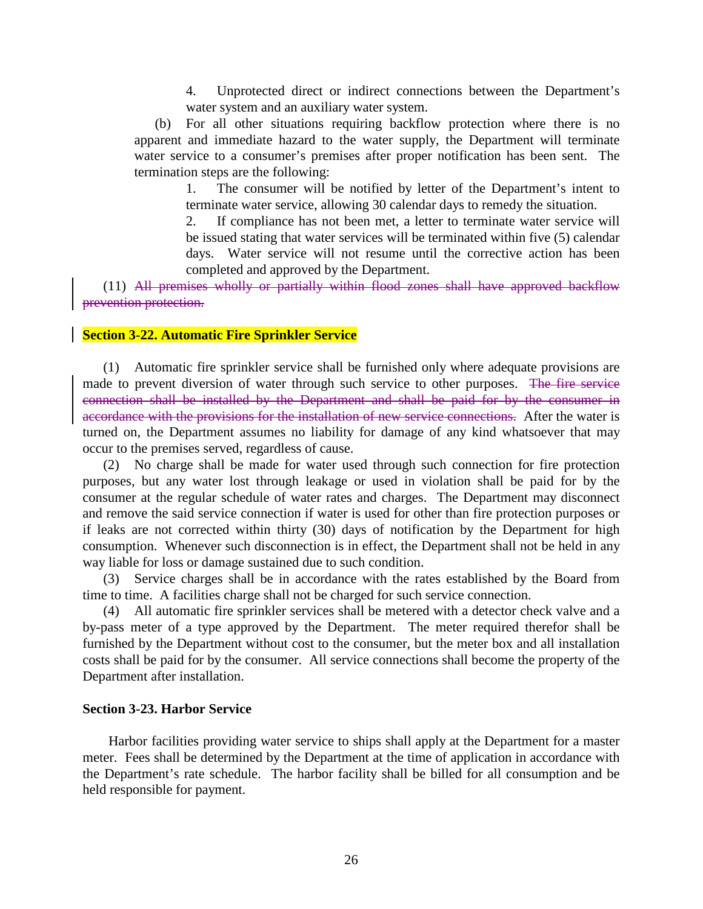4. Unprotected direct or indirect connections between the Department's water system and an auxiliary water system.

(b) For all other situations requiring backflow protection where there is no apparent and immediate hazard to the water supply, the Department will terminate water service to a consumer's premises after proper notification has been sent. The termination steps are the following:

1. The consumer will be notified by letter of the Department's intent to terminate water service, allowing 30 calendar days to remedy the situation.
2. If compliance has not been met, a letter to terminate water service will be issued stating that water services will be terminated within five (5) calendar days. Water service will not resume until the corrective action has been completed and approved by the Department.

(11) ~~All premises wholly or partially within flood zones shall have approved backflow prevention protection.~~

### Section 3-22. Automatic Fire Sprinkler Service

(1) Automatic fire sprinkler service shall be furnished only where adequate provisions are made to prevent diversion of water through such service to other purposes. ~~The fire service connection shall be installed by the Department and shall be paid for by the consumer in accordance with the provisions for the installation of new service connections.~~ After the water is turned on, the Department assumes no liability for damage of any kind whatsoever that may occur to the premises served, regardless of cause.

(2) No charge shall be made for water used through such connection for fire protection purposes, but any water lost through leakage or used in violation shall be paid for by the consumer at the regular schedule of water rates and charges. The Department may disconnect and remove the said service connection if water is used for other than fire protection purposes or if leaks are not corrected within thirty (30) days of notification by the Department for high consumption. Whenever such disconnection is in effect, the Department shall not be held in any way liable for loss or damage sustained due to such condition.

(3) Service charges shall be in accordance with the rates established by the Board from time to time. A facilities charge shall not be charged for such service connection.

(4) All automatic fire sprinkler services shall be metered with a detector check valve and a by-pass meter of a type approved by the Department. The meter required therefor shall be furnished by the Department without cost to the consumer, but the meter box and all installation costs shall be paid for by the consumer. All service connections shall become the property of the Department after installation.

### Section 3-23. Harbor Service

Harbor facilities providing water service to ships shall apply at the Department for a master meter. Fees shall be determined by the Department at the time of application in accordance with the Department's rate schedule. The harbor facility shall be billed for all consumption and be held responsible for payment.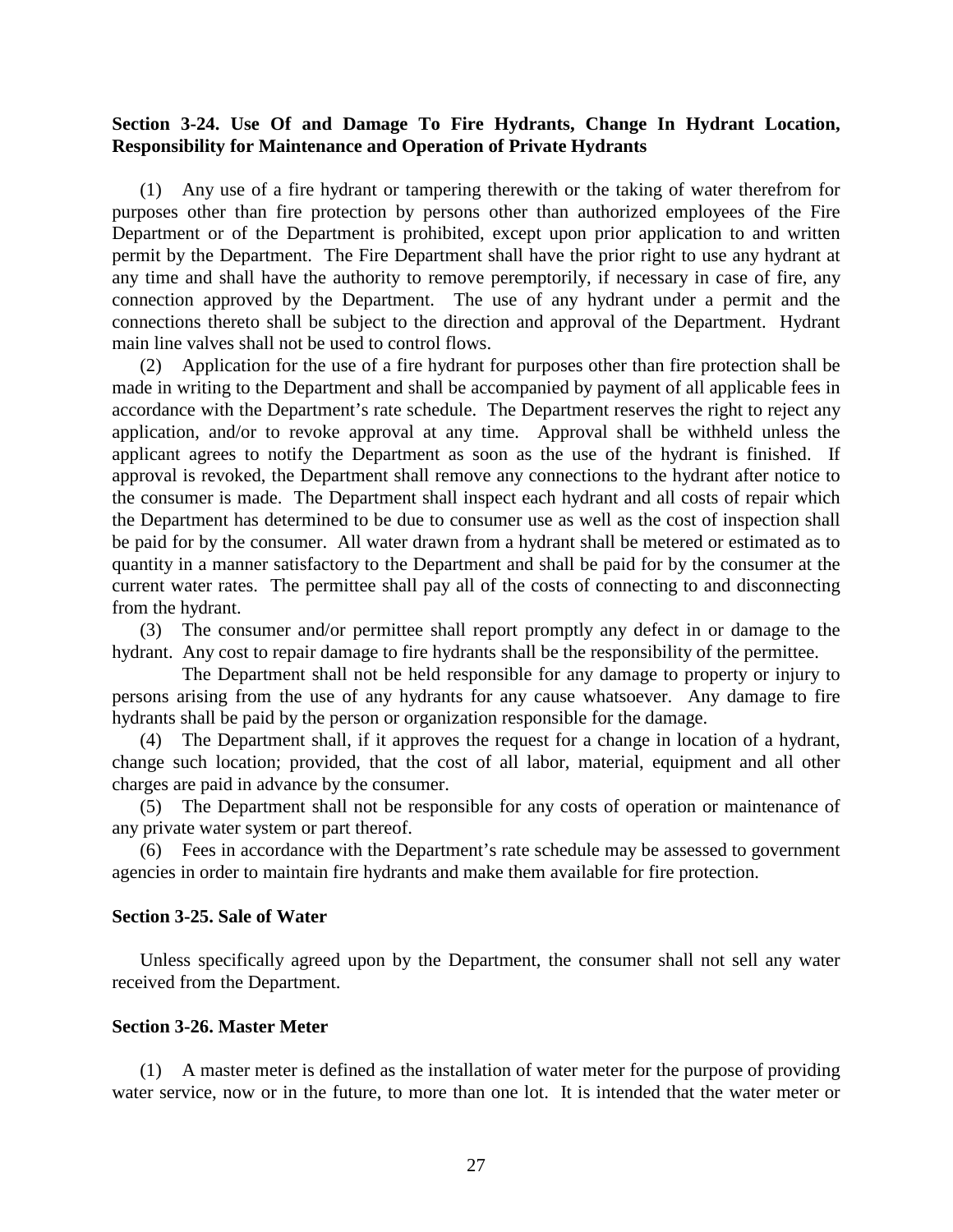**Section 3-24. Use Of and Damage To Fire Hydrants, Change In Hydrant Location, Responsibility for Maintenance and Operation of Private Hydrants**

(1) Any use of a fire hydrant or tampering therewith or the taking of water therefrom for purposes other than fire protection by persons other than authorized employees of the Fire Department or of the Department is prohibited, except upon prior application to and written permit by the Department. The Fire Department shall have the prior right to use any hydrant at any time and shall have the authority to remove peremptorily, if necessary in case of fire, any connection approved by the Department. The use of any hydrant under a permit and the connections thereto shall be subject to the direction and approval of the Department. Hydrant main line valves shall not be used to control flows.

(2) Application for the use of a fire hydrant for purposes other than fire protection shall be made in writing to the Department and shall be accompanied by payment of all applicable fees in accordance with the Department's rate schedule. The Department reserves the right to reject any application, and/or to revoke approval at any time. Approval shall be withheld unless the applicant agrees to notify the Department as soon as the use of the hydrant is finished. If approval is revoked, the Department shall remove any connections to the hydrant after notice to the consumer is made. The Department shall inspect each hydrant and all costs of repair which the Department has determined to be due to consumer use as well as the cost of inspection shall be paid for by the consumer. All water drawn from a hydrant shall be metered or estimated as to quantity in a manner satisfactory to the Department and shall be paid for by the consumer at the current water rates. The permittee shall pay all of the costs of connecting to and disconnecting from the hydrant.

(3) The consumer and/or permittee shall report promptly any defect in or damage to the hydrant. Any cost to repair damage to fire hydrants shall be the responsibility of the permittee.

The Department shall not be held responsible for any damage to property or injury to persons arising from the use of any hydrants for any cause whatsoever. Any damage to fire hydrants shall be paid by the person or organization responsible for the damage.

(4) The Department shall, if it approves the request for a change in location of a hydrant, change such location; provided, that the cost of all labor, material, equipment and all other charges are paid in advance by the consumer.

(5) The Department shall not be responsible for any costs of operation or maintenance of any private water system or part thereof.

(6) Fees in accordance with the Department's rate schedule may be assessed to government agencies in order to maintain fire hydrants and make them available for fire protection.

**Section 3-25. Sale of Water**

Unless specifically agreed upon by the Department, the consumer shall not sell any water received from the Department.

**Section 3-26. Master Meter**

(1) A master meter is defined as the installation of water meter for the purpose of providing water service, now or in the future, to more than one lot. It is intended that the water meter or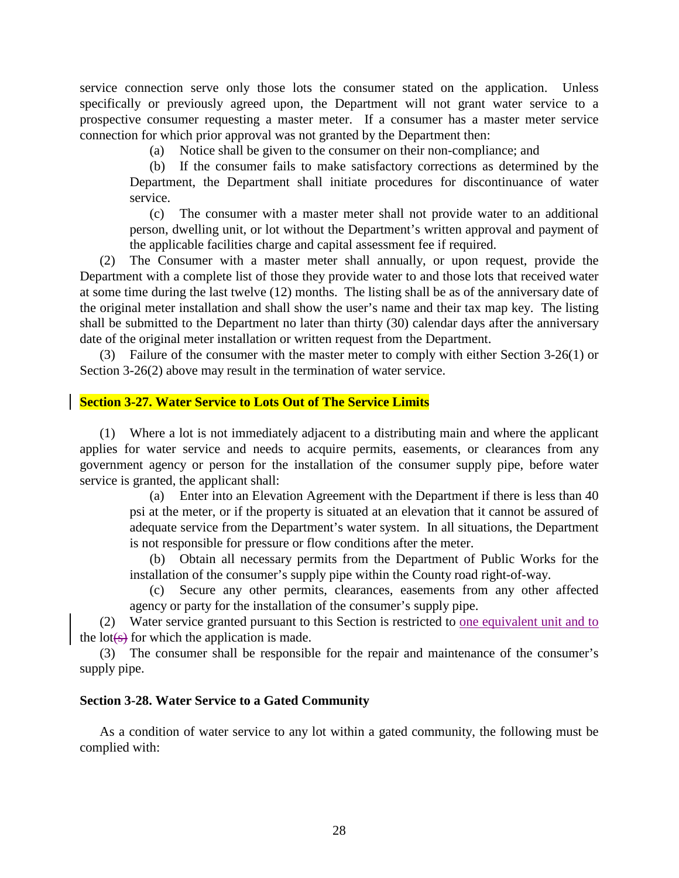service connection serve only those lots the consumer stated on the application. Unless specifically or previously agreed upon, the Department will not grant water service to a prospective consumer requesting a master meter. If a consumer has a master meter service connection for which prior approval was not granted by the Department then:

(a) Notice shall be given to the consumer on their non-compliance; and

(b) If the consumer fails to make satisfactory corrections as determined by the Department, the Department shall initiate procedures for discontinuance of water service.

(c) The consumer with a master meter shall not provide water to an additional person, dwelling unit, or lot without the Department's written approval and payment of the applicable facilities charge and capital assessment fee if required.

(2) The Consumer with a master meter shall annually, or upon request, provide the Department with a complete list of those they provide water to and those lots that received water at some time during the last twelve (12) months. The listing shall be as of the anniversary date of the original meter installation and shall show the user's name and their tax map key. The listing shall be submitted to the Department no later than thirty (30) calendar days after the anniversary date of the original meter installation or written request from the Department.

(3) Failure of the consumer with the master meter to comply with either Section 3-26(1) or Section 3-26(2) above may result in the termination of water service.

**Section 3-27. Water Service to Lots Out of The Service Limits**

(1) Where a lot is not immediately adjacent to a distributing main and where the applicant applies for water service and needs to acquire permits, easements, or clearances from any government agency or person for the installation of the consumer supply pipe, before water service is granted, the applicant shall:

(a) Enter into an Elevation Agreement with the Department if there is less than 40 psi at the meter, or if the property is situated at an elevation that it cannot be assured of adequate service from the Department's water system. In all situations, the Department is not responsible for pressure or flow conditions after the meter.

(b) Obtain all necessary permits from the Department of Public Works for the installation of the consumer's supply pipe within the County road right-of-way.

(c) Secure any other permits, clearances, easements from any other affected agency or party for the installation of the consumer's supply pipe.

(2) Water service granted pursuant to this Section is restricted to <u>one equivalent unit and to</u> the lot~~(s)~~ for which the application is made.

(3) The consumer shall be responsible for the repair and maintenance of the consumer's supply pipe.

**Section 3-28. Water Service to a Gated Community**

As a condition of water service to any lot within a gated community, the following must be complied with: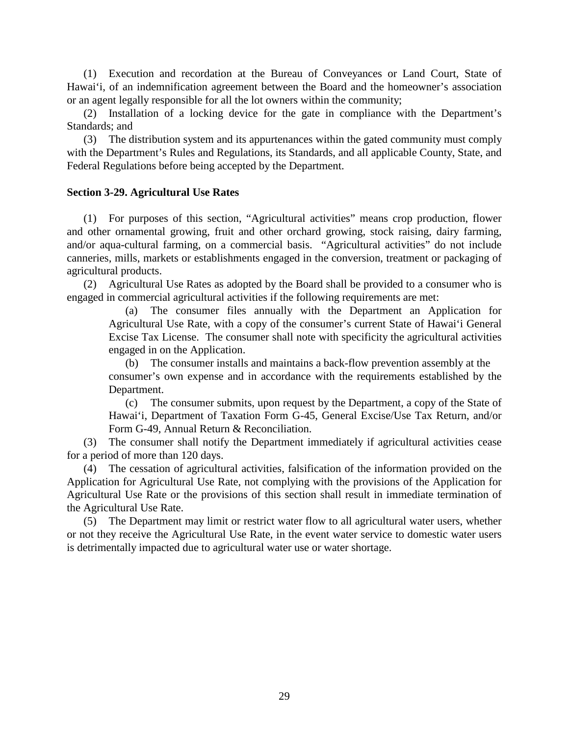(1) Execution and recordation at the Bureau of Conveyances or Land Court, State of Hawai‘i, of an indemnification agreement between the Board and the homeowner’s association or an agent legally responsible for all the lot owners within the community;

(2) Installation of a locking device for the gate in compliance with the Department’s Standards; and

(3) The distribution system and its appurtenances within the gated community must comply with the Department’s Rules and Regulations, its Standards, and all applicable County, State, and Federal Regulations before being accepted by the Department.

**Section 3-29. Agricultural Use Rates**

(1) For purposes of this section, “Agricultural activities” means crop production, flower and other ornamental growing, fruit and other orchard growing, stock raising, dairy farming, and/or aqua-cultural farming, on a commercial basis. “Agricultural activities” do not include canneries, mills, markets or establishments engaged in the conversion, treatment or packaging of agricultural products.

(2) Agricultural Use Rates as adopted by the Board shall be provided to a consumer who is engaged in commercial agricultural activities if the following requirements are met:

> (a) The consumer files annually with the Department an Application for Agricultural Use Rate, with a copy of the consumer’s current State of Hawai‘i General Excise Tax License. The consumer shall note with specificity the agricultural activities engaged in on the Application.
>
> (b) The consumer installs and maintains a back-flow prevention assembly at the consumer’s own expense and in accordance with the requirements established by the Department.
>
> (c) The consumer submits, upon request by the Department, a copy of the State of Hawai‘i, Department of Taxation Form G-45, General Excise/Use Tax Return, and/or Form G-49, Annual Return & Reconciliation.

(3) The consumer shall notify the Department immediately if agricultural activities cease for a period of more than 120 days.

(4) The cessation of agricultural activities, falsification of the information provided on the Application for Agricultural Use Rate, not complying with the provisions of the Application for Agricultural Use Rate or the provisions of this section shall result in immediate termination of the Agricultural Use Rate.

(5) The Department may limit or restrict water flow to all agricultural water users, whether or not they receive the Agricultural Use Rate, in the event water service to domestic water users is detrimentally impacted due to agricultural water use or water shortage.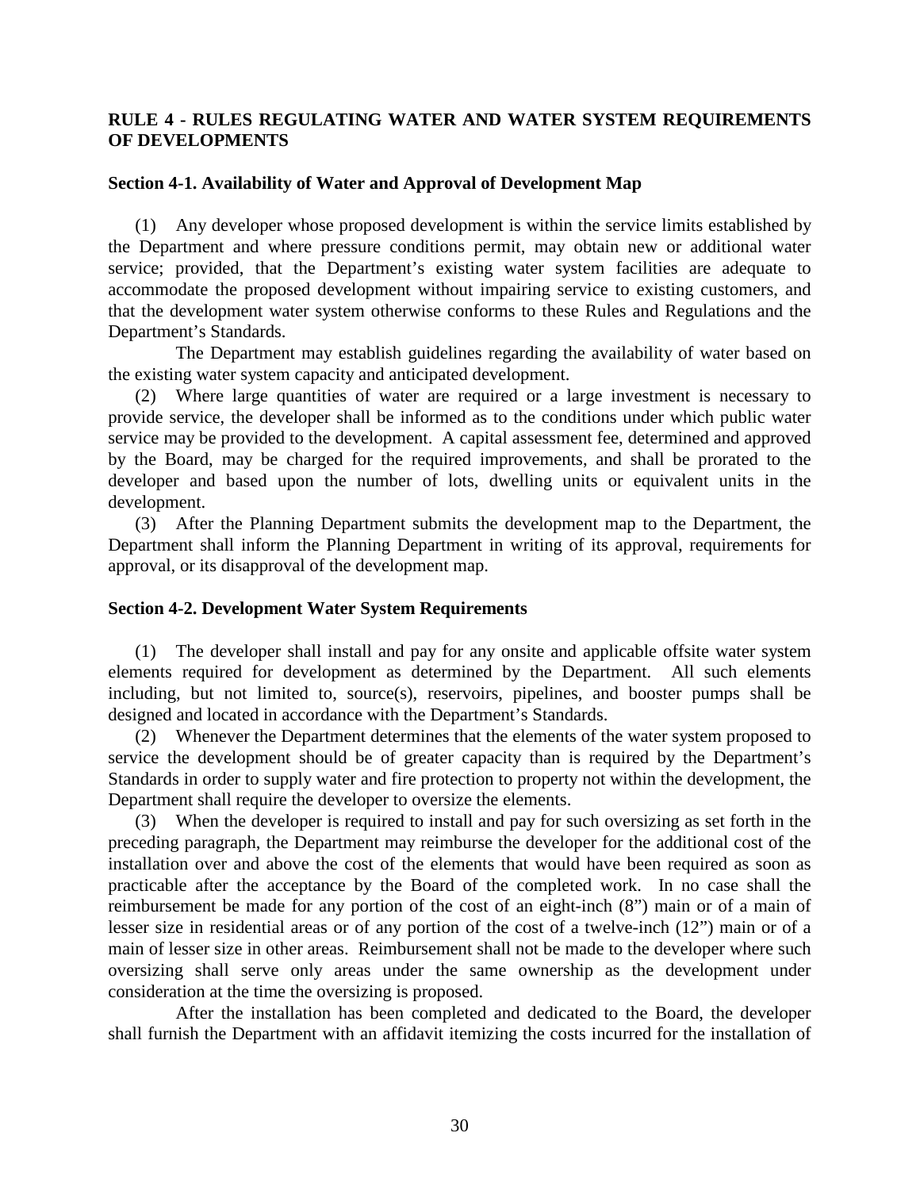## RULE 4 - RULES REGULATING WATER AND WATER SYSTEM REQUIREMENTS OF DEVELOPMENTS

### Section 4-1. Availability of Water and Approval of Development Map

(1) Any developer whose proposed development is within the service limits established by the Department and where pressure conditions permit, may obtain new or additional water service; provided, that the Department's existing water system facilities are adequate to accommodate the proposed development without impairing service to existing customers, and that the development water system otherwise conforms to these Rules and Regulations and the Department's Standards.

The Department may establish guidelines regarding the availability of water based on the existing water system capacity and anticipated development.

(2) Where large quantities of water are required or a large investment is necessary to provide service, the developer shall be informed as to the conditions under which public water service may be provided to the development. A capital assessment fee, determined and approved by the Board, may be charged for the required improvements, and shall be prorated to the developer and based upon the number of lots, dwelling units or equivalent units in the development.

(3) After the Planning Department submits the development map to the Department, the Department shall inform the Planning Department in writing of its approval, requirements for approval, or its disapproval of the development map.

### Section 4-2. Development Water System Requirements

(1) The developer shall install and pay for any onsite and applicable offsite water system elements required for development as determined by the Department. All such elements including, but not limited to, source(s), reservoirs, pipelines, and booster pumps shall be designed and located in accordance with the Department's Standards.

(2) Whenever the Department determines that the elements of the water system proposed to service the development should be of greater capacity than is required by the Department's Standards in order to supply water and fire protection to property not within the development, the Department shall require the developer to oversize the elements.

(3) When the developer is required to install and pay for such oversizing as set forth in the preceding paragraph, the Department may reimburse the developer for the additional cost of the installation over and above the cost of the elements that would have been required as soon as practicable after the acceptance by the Board of the completed work. In no case shall the reimbursement be made for any portion of the cost of an eight-inch (8") main or of a main of lesser size in residential areas or of any portion of the cost of a twelve-inch (12") main or of a main of lesser size in other areas. Reimbursement shall not be made to the developer where such oversizing shall serve only areas under the same ownership as the development under consideration at the time the oversizing is proposed.

After the installation has been completed and dedicated to the Board, the developer shall furnish the Department with an affidavit itemizing the costs incurred for the installation of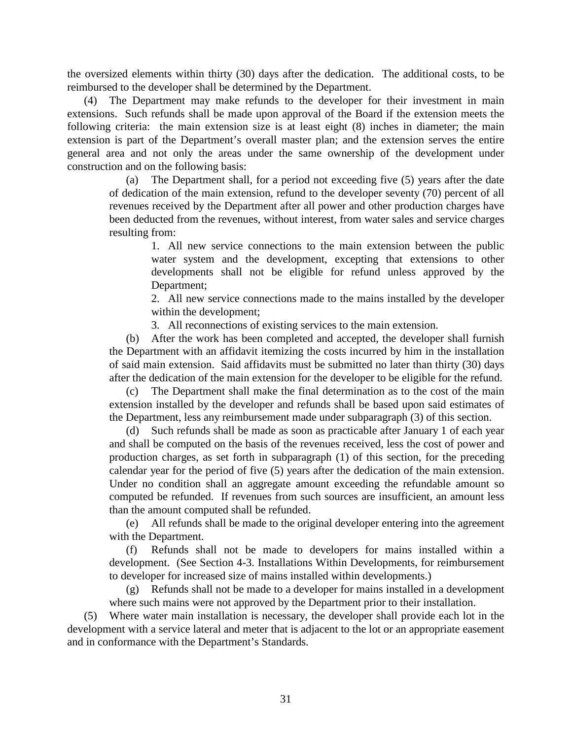the oversized elements within thirty (30) days after the dedication. The additional costs, to be reimbursed to the developer shall be determined by the Department.

(4) The Department may make refunds to the developer for their investment in main extensions. Such refunds shall be made upon approval of the Board if the extension meets the following criteria: the main extension size is at least eight (8) inches in diameter; the main extension is part of the Department's overall master plan; and the extension serves the entire general area and not only the areas under the same ownership of the development under construction and on the following basis:

> (a) The Department shall, for a period not exceeding five (5) years after the date of dedication of the main extension, refund to the developer seventy (70) percent of all revenues received by the Department after all power and other production charges have been deducted from the revenues, without interest, from water sales and service charges resulting from:
>
> > 1. All new service connections to the main extension between the public water system and the development, excepting that extensions to other developments shall not be eligible for refund unless approved by the Department;
> > 2. All new service connections made to the mains installed by the developer within the development;
> > 3. All reconnections of existing services to the main extension.
>
> (b) After the work has been completed and accepted, the developer shall furnish the Department with an affidavit itemizing the costs incurred by him in the installation of said main extension. Said affidavits must be submitted no later than thirty (30) days after the dedication of the main extension for the developer to be eligible for the refund.
>
> (c) The Department shall make the final determination as to the cost of the main extension installed by the developer and refunds shall be based upon said estimates of the Department, less any reimbursement made under subparagraph (3) of this section.
>
> (d) Such refunds shall be made as soon as practicable after January 1 of each year and shall be computed on the basis of the revenues received, less the cost of power and production charges, as set forth in subparagraph (1) of this section, for the preceding calendar year for the period of five (5) years after the dedication of the main extension. Under no condition shall an aggregate amount exceeding the refundable amount so computed be refunded. If revenues from such sources are insufficient, an amount less than the amount computed shall be refunded.
>
> (e) All refunds shall be made to the original developer entering into the agreement with the Department.
>
> (f) Refunds shall not be made to developers for mains installed within a development. (See Section 4-3. Installations Within Developments, for reimbursement to developer for increased size of mains installed within developments.)
>
> (g) Refunds shall not be made to a developer for mains installed in a development where such mains were not approved by the Department prior to their installation.

(5) Where water main installation is necessary, the developer shall provide each lot in the development with a service lateral and meter that is adjacent to the lot or an appropriate easement and in conformance with the Department's Standards.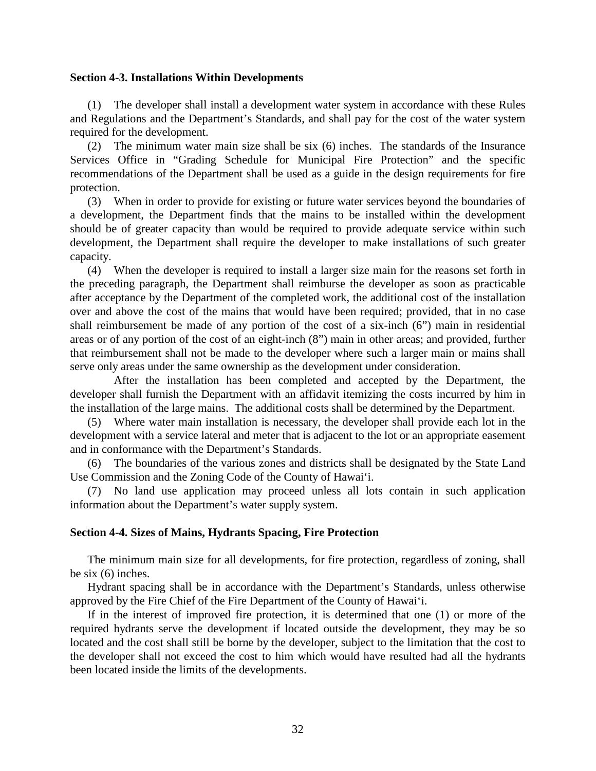**Section 4-3. Installations Within Developments**

(1) The developer shall install a development water system in accordance with these Rules and Regulations and the Department's Standards, and shall pay for the cost of the water system required for the development.

(2) The minimum water main size shall be six (6) inches. The standards of the Insurance Services Office in "Grading Schedule for Municipal Fire Protection" and the specific recommendations of the Department shall be used as a guide in the design requirements for fire protection.

(3) When in order to provide for existing or future water services beyond the boundaries of a development, the Department finds that the mains to be installed within the development should be of greater capacity than would be required to provide adequate service within such development, the Department shall require the developer to make installations of such greater capacity.

(4) When the developer is required to install a larger size main for the reasons set forth in the preceding paragraph, the Department shall reimburse the developer as soon as practicable after acceptance by the Department of the completed work, the additional cost of the installation over and above the cost of the mains that would have been required; provided, that in no case shall reimbursement be made of any portion of the cost of a six-inch (6") main in residential areas or of any portion of the cost of an eight-inch (8") main in other areas; and provided, further that reimbursement shall not be made to the developer where such a larger main or mains shall serve only areas under the same ownership as the development under consideration.

After the installation has been completed and accepted by the Department, the developer shall furnish the Department with an affidavit itemizing the costs incurred by him in the installation of the large mains. The additional costs shall be determined by the Department.

(5) Where water main installation is necessary, the developer shall provide each lot in the development with a service lateral and meter that is adjacent to the lot or an appropriate easement and in conformance with the Department's Standards.

(6) The boundaries of the various zones and districts shall be designated by the State Land Use Commission and the Zoning Code of the County of Hawai'i.

(7) No land use application may proceed unless all lots contain in such application information about the Department's water supply system.

**Section 4-4. Sizes of Mains, Hydrants Spacing, Fire Protection**

The minimum main size for all developments, for fire protection, regardless of zoning, shall be six (6) inches.

Hydrant spacing shall be in accordance with the Department's Standards, unless otherwise approved by the Fire Chief of the Fire Department of the County of Hawai'i.

If in the interest of improved fire protection, it is determined that one (1) or more of the required hydrants serve the development if located outside the development, they may be so located and the cost shall still be borne by the developer, subject to the limitation that the cost to the developer shall not exceed the cost to him which would have resulted had all the hydrants been located inside the limits of the developments.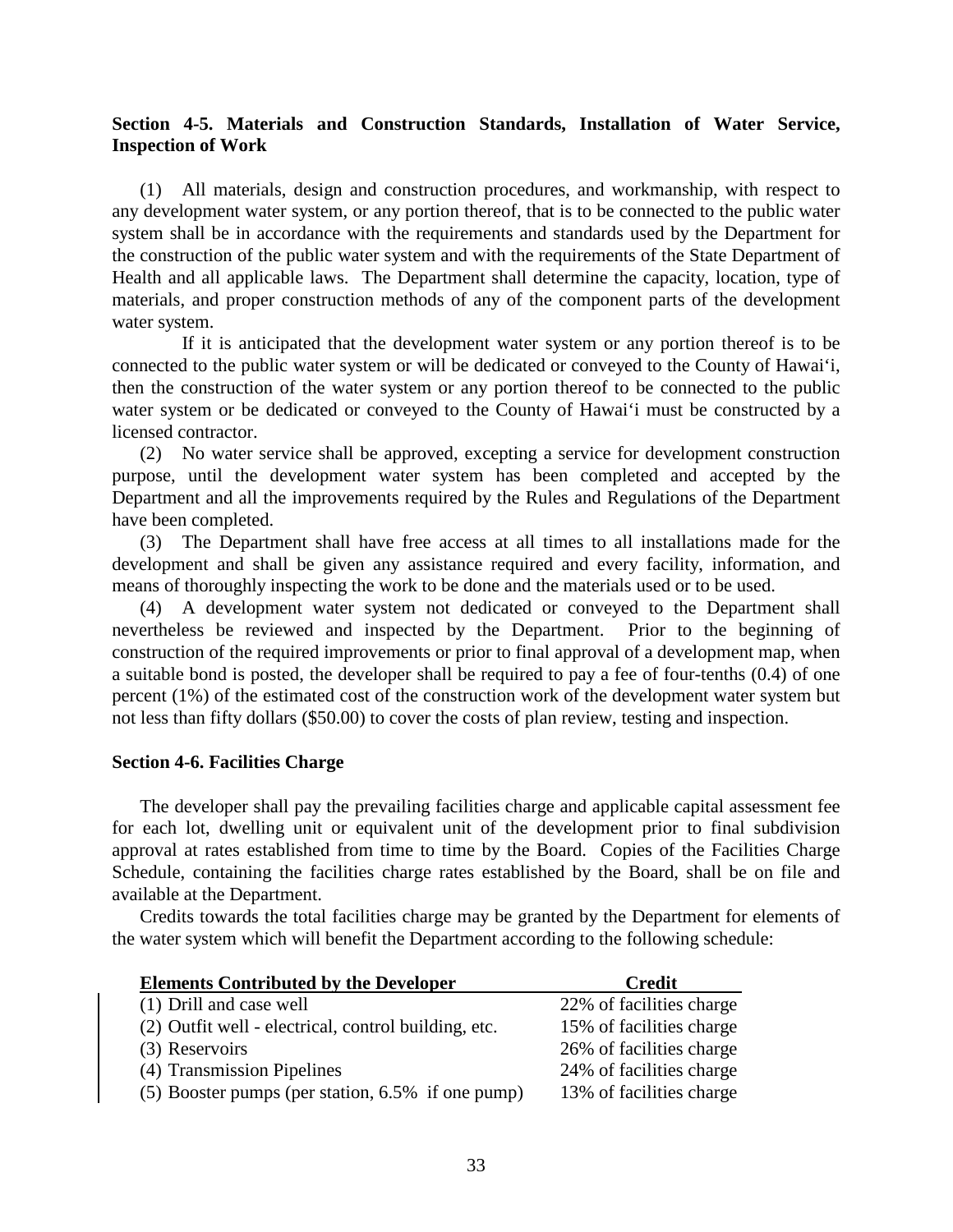### Section 4-5. Materials and Construction Standards, Installation of Water Service, Inspection of Work

(1) All materials, design and construction procedures, and workmanship, with respect to any development water system, or any portion thereof, that is to be connected to the public water system shall be in accordance with the requirements and standards used by the Department for the construction of the public water system and with the requirements of the State Department of Health and all applicable laws. The Department shall determine the capacity, location, type of materials, and proper construction methods of any of the component parts of the development water system.

If it is anticipated that the development water system or any portion thereof is to be connected to the public water system or will be dedicated or conveyed to the County of Hawai‘i, then the construction of the water system or any portion thereof to be connected to the public water system or be dedicated or conveyed to the County of Hawai‘i must be constructed by a licensed contractor.

(2) No water service shall be approved, excepting a service for development construction purpose, until the development water system has been completed and accepted by the Department and all the improvements required by the Rules and Regulations of the Department have been completed.

(3) The Department shall have free access at all times to all installations made for the development and shall be given any assistance required and every facility, information, and means of thoroughly inspecting the work to be done and the materials used or to be used.

(4) A development water system not dedicated or conveyed to the Department shall nevertheless be reviewed and inspected by the Department. Prior to the beginning of construction of the required improvements or prior to final approval of a development map, when a suitable bond is posted, the developer shall be required to pay a fee of four-tenths (0.4) of one percent (1%) of the estimated cost of the construction work of the development water system but not less than fifty dollars ($50.00) to cover the costs of plan review, testing and inspection.

### Section 4-6. Facilities Charge

The developer shall pay the prevailing facilities charge and applicable capital assessment fee for each lot, dwelling unit or equivalent unit of the development prior to final subdivision approval at rates established from time to time by the Board. Copies of the Facilities Charge Schedule, containing the facilities charge rates established by the Board, shall be on file and available at the Department.

Credits towards the total facilities charge may be granted by the Department for elements of the water system which will benefit the Department according to the following schedule:

| Elements Contributed by the Developer | Credit |
|---|---|
| (1) Drill and case well | 22% of facilities charge |
| (2) Outfit well - electrical, control building, etc. | 15% of facilities charge |
| (3) Reservoirs | 26% of facilities charge |
| (4) Transmission Pipelines | 24% of facilities charge |
| (5) Booster pumps (per station, 6.5% if one pump) | 13% of facilities charge |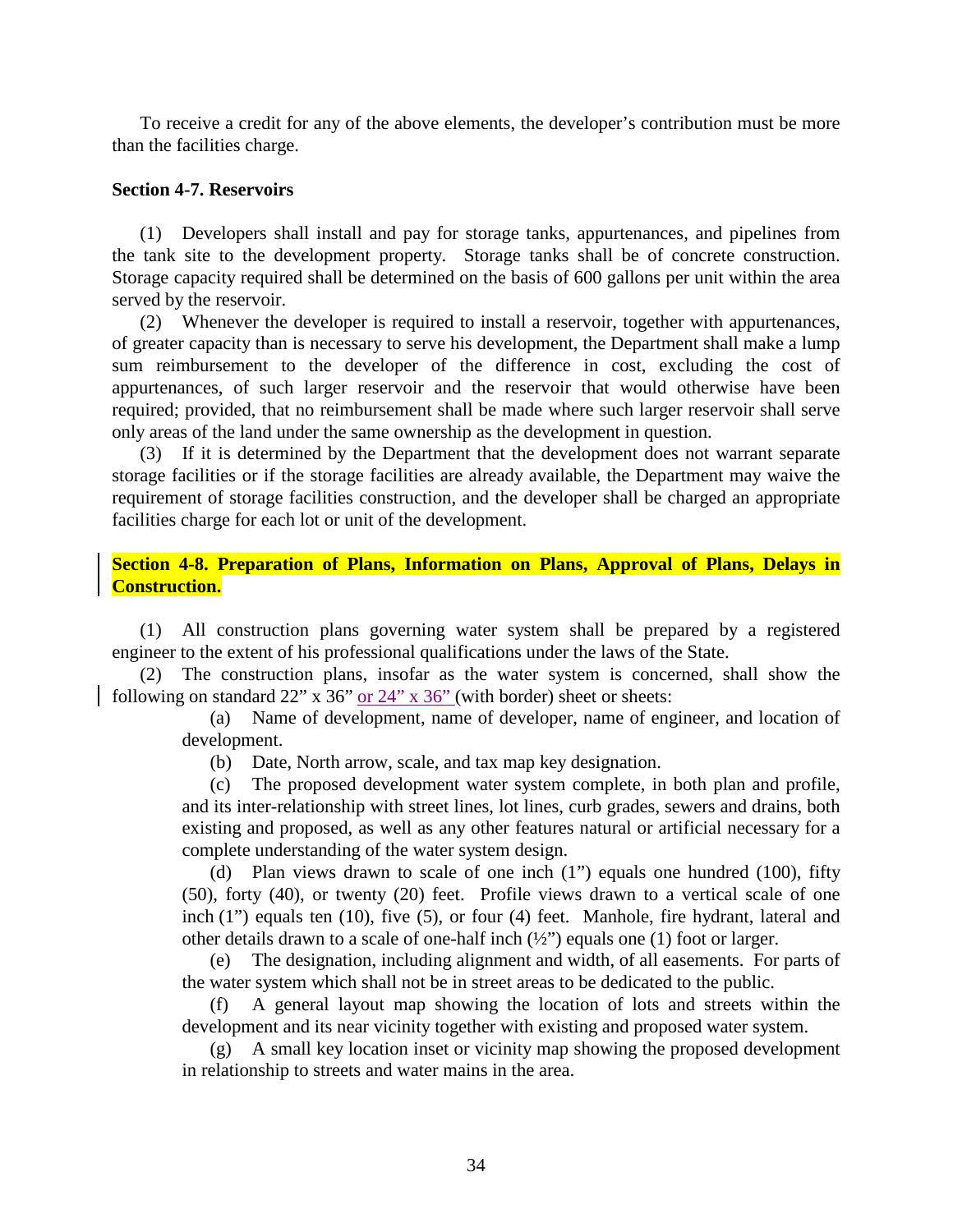To receive a credit for any of the above elements, the developer's contribution must be more than the facilities charge.

### Section 4-7. Reservoirs

(1) Developers shall install and pay for storage tanks, appurtenances, and pipelines from the tank site to the development property. Storage tanks shall be of concrete construction. Storage capacity required shall be determined on the basis of 600 gallons per unit within the area served by the reservoir.

(2) Whenever the developer is required to install a reservoir, together with appurtenances, of greater capacity than is necessary to serve his development, the Department shall make a lump sum reimbursement to the developer of the difference in cost, excluding the cost of appurtenances, of such larger reservoir and the reservoir that would otherwise have been required; provided, that no reimbursement shall be made where such larger reservoir shall serve only areas of the land under the same ownership as the development in question.

(3) If it is determined by the Department that the development does not warrant separate storage facilities or if the storage facilities are already available, the Department may waive the requirement of storage facilities construction, and the developer shall be charged an appropriate facilities charge for each lot or unit of the development.

### Section 4-8. Preparation of Plans, Information on Plans, Approval of Plans, Delays in Construction.

(1) All construction plans governing water system shall be prepared by a registered engineer to the extent of his professional qualifications under the laws of the State.

(2) The construction plans, insofar as the water system is concerned, shall show the following on standard 22" x 36" or 24" x 36" (with border) sheet or sheets:

(a) Name of development, name of developer, name of engineer, and location of development.

(b) Date, North arrow, scale, and tax map key designation.

(c) The proposed development water system complete, in both plan and profile, and its inter-relationship with street lines, lot lines, curb grades, sewers and drains, both existing and proposed, as well as any other features natural or artificial necessary for a complete understanding of the water system design.

(d) Plan views drawn to scale of one inch (1") equals one hundred (100), fifty (50), forty (40), or twenty (20) feet. Profile views drawn to a vertical scale of one inch (1") equals ten (10), five (5), or four (4) feet. Manhole, fire hydrant, lateral and other details drawn to a scale of one-half inch (½") equals one (1) foot or larger.

(e) The designation, including alignment and width, of all easements. For parts of the water system which shall not be in street areas to be dedicated to the public.

(f) A general layout map showing the location of lots and streets within the development and its near vicinity together with existing and proposed water system.

(g) A small key location inset or vicinity map showing the proposed development in relationship to streets and water mains in the area.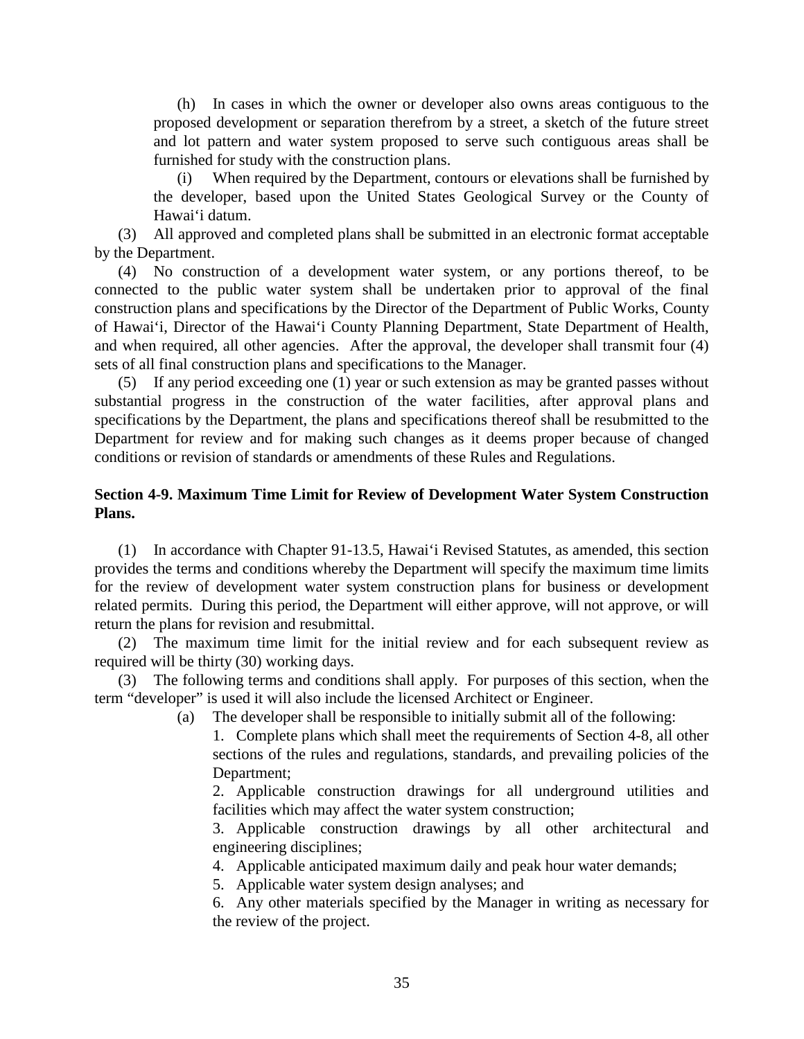(h) In cases in which the owner or developer also owns areas contiguous to the proposed development or separation therefrom by a street, a sketch of the future street and lot pattern and water system proposed to serve such contiguous areas shall be furnished for study with the construction plans.

(i) When required by the Department, contours or elevations shall be furnished by the developer, based upon the United States Geological Survey or the County of Hawaiʻi datum.

(3) All approved and completed plans shall be submitted in an electronic format acceptable by the Department.

(4) No construction of a development water system, or any portions thereof, to be connected to the public water system shall be undertaken prior to approval of the final construction plans and specifications by the Director of the Department of Public Works, County of Hawaiʻi, Director of the Hawaiʻi County Planning Department, State Department of Health, and when required, all other agencies. After the approval, the developer shall transmit four (4) sets of all final construction plans and specifications to the Manager.

(5) If any period exceeding one (1) year or such extension as may be granted passes without substantial progress in the construction of the water facilities, after approval plans and specifications by the Department, the plans and specifications thereof shall be resubmitted to the Department for review and for making such changes as it deems proper because of changed conditions or revision of standards or amendments of these Rules and Regulations.

**Section 4-9. Maximum Time Limit for Review of Development Water System Construction Plans.**

(1) In accordance with Chapter 91-13.5, Hawaiʻi Revised Statutes, as amended, this section provides the terms and conditions whereby the Department will specify the maximum time limits for the review of development water system construction plans for business or development related permits. During this period, the Department will either approve, will not approve, or will return the plans for revision and resubmittal.

(2) The maximum time limit for the initial review and for each subsequent review as required will be thirty (30) working days.

(3) The following terms and conditions shall apply. For purposes of this section, when the term "developer" is used it will also include the licensed Architect or Engineer.

(a) The developer shall be responsible to initially submit all of the following:

1. Complete plans which shall meet the requirements of Section 4-8, all other sections of the rules and regulations, standards, and prevailing policies of the Department;

2. Applicable construction drawings for all underground utilities and facilities which may affect the water system construction;

3. Applicable construction drawings by all other architectural and engineering disciplines;

4. Applicable anticipated maximum daily and peak hour water demands;

5. Applicable water system design analyses; and

6. Any other materials specified by the Manager in writing as necessary for the review of the project.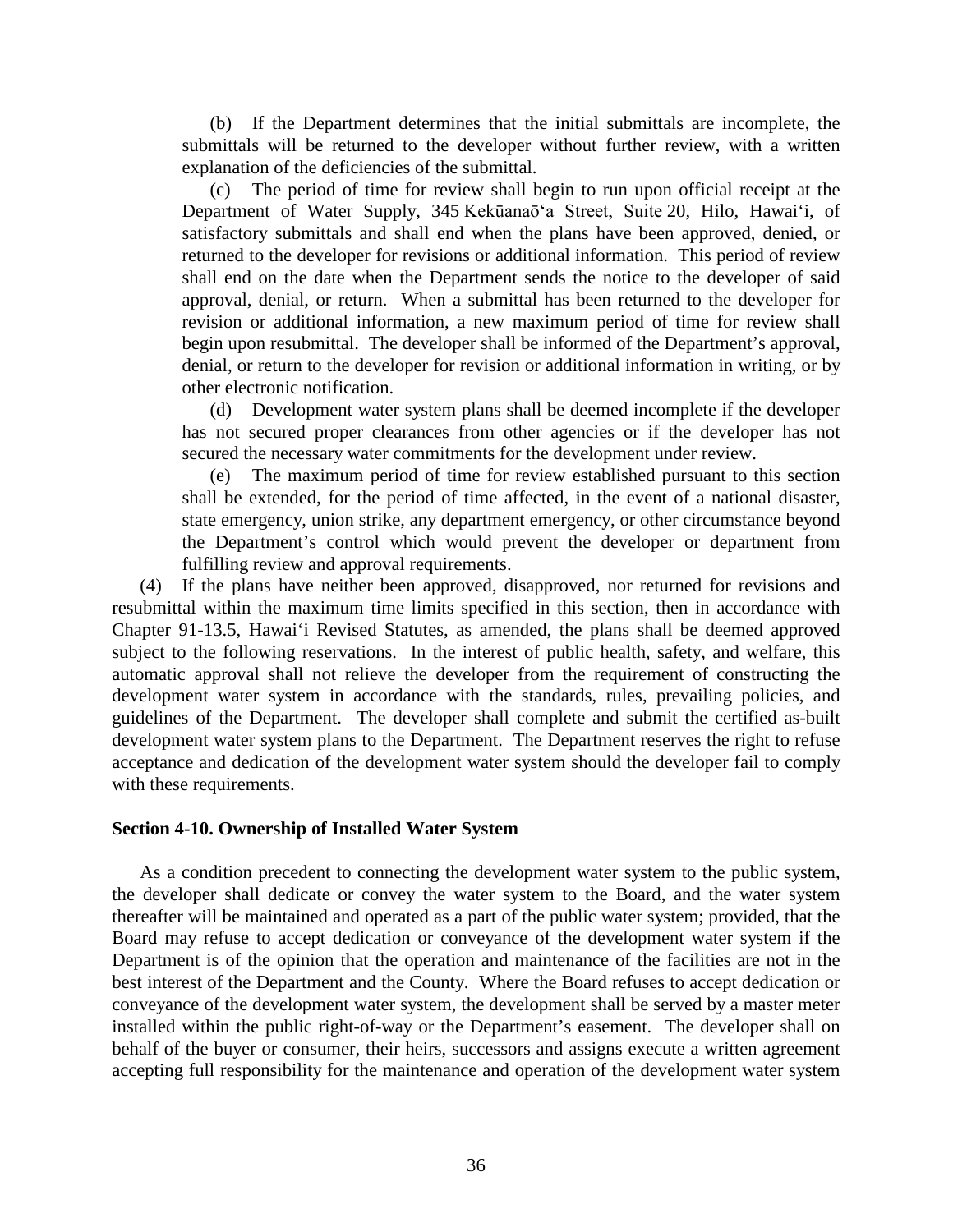(b) If the Department determines that the initial submittals are incomplete, the submittals will be returned to the developer without further review, with a written explanation of the deficiencies of the submittal.

(c) The period of time for review shall begin to run upon official receipt at the Department of Water Supply, 345 Kekūanaō‘a Street, Suite 20, Hilo, Hawai‘i, of satisfactory submittals and shall end when the plans have been approved, denied, or returned to the developer for revisions or additional information. This period of review shall end on the date when the Department sends the notice to the developer of said approval, denial, or return. When a submittal has been returned to the developer for revision or additional information, a new maximum period of time for review shall begin upon resubmittal. The developer shall be informed of the Department's approval, denial, or return to the developer for revision or additional information in writing, or by other electronic notification.

(d) Development water system plans shall be deemed incomplete if the developer has not secured proper clearances from other agencies or if the developer has not secured the necessary water commitments for the development under review.

(e) The maximum period of time for review established pursuant to this section shall be extended, for the period of time affected, in the event of a national disaster, state emergency, union strike, any department emergency, or other circumstance beyond the Department's control which would prevent the developer or department from fulfilling review and approval requirements.

(4) If the plans have neither been approved, disapproved, nor returned for revisions and resubmittal within the maximum time limits specified in this section, then in accordance with Chapter 91-13.5, Hawai‘i Revised Statutes, as amended, the plans shall be deemed approved subject to the following reservations. In the interest of public health, safety, and welfare, this automatic approval shall not relieve the developer from the requirement of constructing the development water system in accordance with the standards, rules, prevailing policies, and guidelines of the Department. The developer shall complete and submit the certified as-built development water system plans to the Department. The Department reserves the right to refuse acceptance and dedication of the development water system should the developer fail to comply with these requirements.

### Section 4-10. Ownership of Installed Water System

As a condition precedent to connecting the development water system to the public system, the developer shall dedicate or convey the water system to the Board, and the water system thereafter will be maintained and operated as a part of the public water system; provided, that the Board may refuse to accept dedication or conveyance of the development water system if the Department is of the opinion that the operation and maintenance of the facilities are not in the best interest of the Department and the County. Where the Board refuses to accept dedication or conveyance of the development water system, the development shall be served by a master meter installed within the public right-of-way or the Department's easement. The developer shall on behalf of the buyer or consumer, their heirs, successors and assigns execute a written agreement accepting full responsibility for the maintenance and operation of the development water system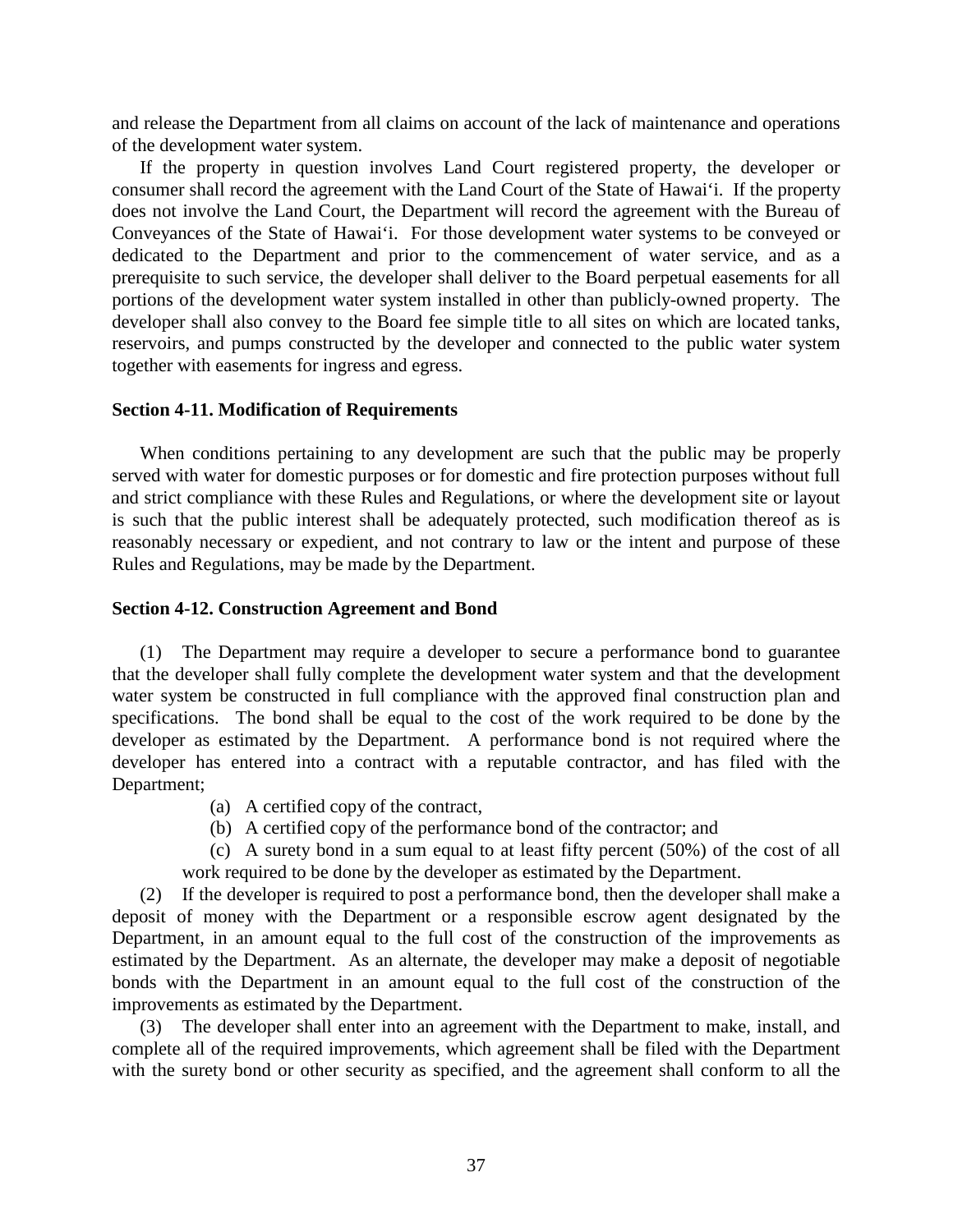and release the Department from all claims on account of the lack of maintenance and operations of the development water system.

If the property in question involves Land Court registered property, the developer or consumer shall record the agreement with the Land Court of the State of Hawaiʻi. If the property does not involve the Land Court, the Department will record the agreement with the Bureau of Conveyances of the State of Hawaiʻi. For those development water systems to be conveyed or dedicated to the Department and prior to the commencement of water service, and as a prerequisite to such service, the developer shall deliver to the Board perpetual easements for all portions of the development water system installed in other than publicly-owned property. The developer shall also convey to the Board fee simple title to all sites on which are located tanks, reservoirs, and pumps constructed by the developer and connected to the public water system together with easements for ingress and egress.

### Section 4-11. Modification of Requirements

When conditions pertaining to any development are such that the public may be properly served with water for domestic purposes or for domestic and fire protection purposes without full and strict compliance with these Rules and Regulations, or where the development site or layout is such that the public interest shall be adequately protected, such modification thereof as is reasonably necessary or expedient, and not contrary to law or the intent and purpose of these Rules and Regulations, may be made by the Department.

### Section 4-12. Construction Agreement and Bond

(1) The Department may require a developer to secure a performance bond to guarantee that the developer shall fully complete the development water system and that the development water system be constructed in full compliance with the approved final construction plan and specifications. The bond shall be equal to the cost of the work required to be done by the developer as estimated by the Department. A performance bond is not required where the developer has entered into a contract with a reputable contractor, and has filed with the Department;

(a) A certified copy of the contract,

(b) A certified copy of the performance bond of the contractor; and

(c) A surety bond in a sum equal to at least fifty percent (50%) of the cost of all work required to be done by the developer as estimated by the Department.

(2) If the developer is required to post a performance bond, then the developer shall make a deposit of money with the Department or a responsible escrow agent designated by the Department, in an amount equal to the full cost of the construction of the improvements as estimated by the Department. As an alternate, the developer may make a deposit of negotiable bonds with the Department in an amount equal to the full cost of the construction of the improvements as estimated by the Department.

(3) The developer shall enter into an agreement with the Department to make, install, and complete all of the required improvements, which agreement shall be filed with the Department with the surety bond or other security as specified, and the agreement shall conform to all the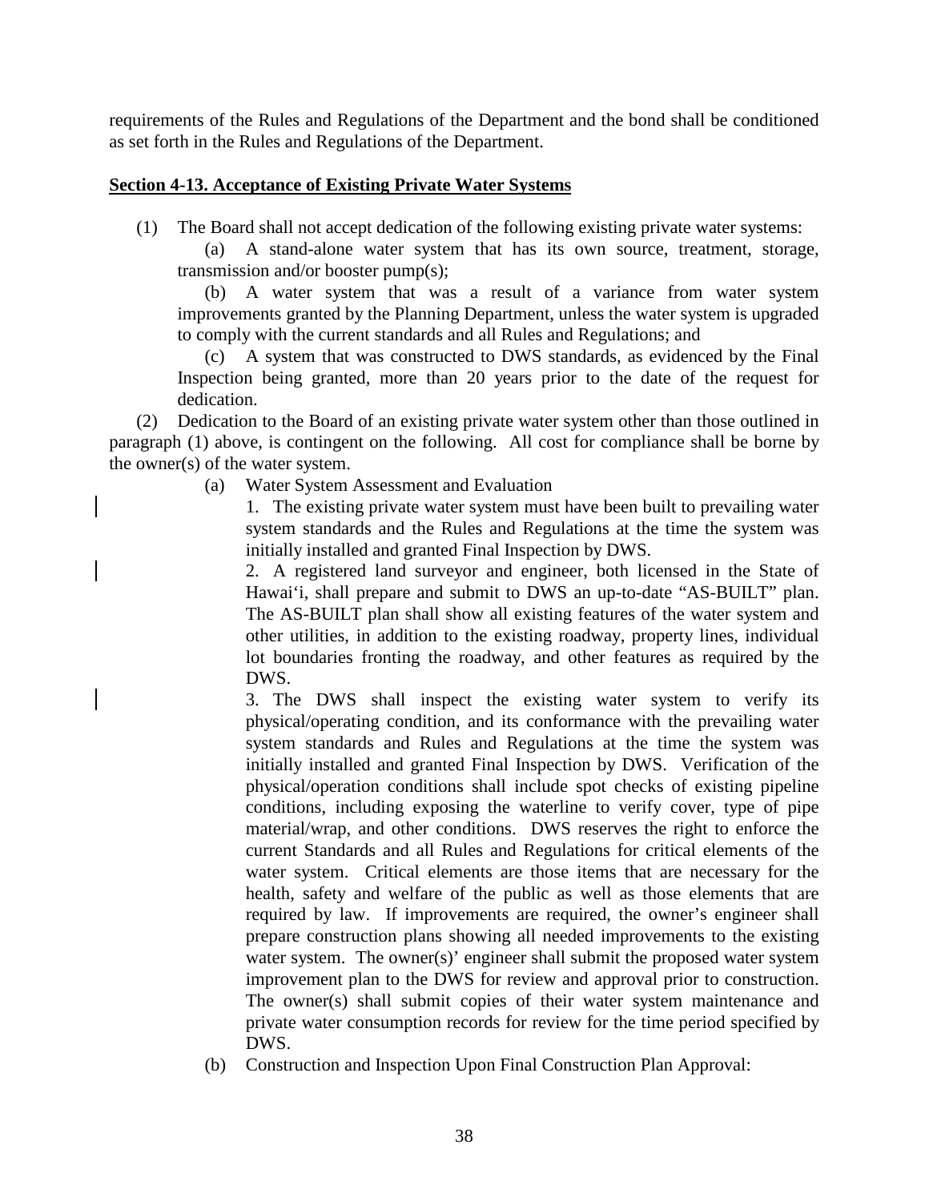requirements of the Rules and Regulations of the Department and the bond shall be conditioned as set forth in the Rules and Regulations of the Department.

**Section 4-13. Acceptance of Existing Private Water Systems**

(1) The Board shall not accept dedication of the following existing private water systems:

(a) A stand-alone water system that has its own source, treatment, storage, transmission and/or booster pump(s);

(b) A water system that was a result of a variance from water system improvements granted by the Planning Department, unless the water system is upgraded to comply with the current standards and all Rules and Regulations; and

(c) A system that was constructed to DWS standards, as evidenced by the Final Inspection being granted, more than 20 years prior to the date of the request for dedication.

(2) Dedication to the Board of an existing private water system other than those outlined in paragraph (1) above, is contingent on the following. All cost for compliance shall be borne by the owner(s) of the water system.

(a) Water System Assessment and Evaluation

1. The existing private water system must have been built to prevailing water system standards and the Rules and Regulations at the time the system was initially installed and granted Final Inspection by DWS.

2. A registered land surveyor and engineer, both licensed in the State of Hawaiʻi, shall prepare and submit to DWS an up-to-date "AS-BUILT" plan. The AS-BUILT plan shall show all existing features of the water system and other utilities, in addition to the existing roadway, property lines, individual lot boundaries fronting the roadway, and other features as required by the DWS.

3. The DWS shall inspect the existing water system to verify its physical/operating condition, and its conformance with the prevailing water system standards and Rules and Regulations at the time the system was initially installed and granted Final Inspection by DWS. Verification of the physical/operation conditions shall include spot checks of existing pipeline conditions, including exposing the waterline to verify cover, type of pipe material/wrap, and other conditions. DWS reserves the right to enforce the current Standards and all Rules and Regulations for critical elements of the water system. Critical elements are those items that are necessary for the health, safety and welfare of the public as well as those elements that are required by law. If improvements are required, the owner's engineer shall prepare construction plans showing all needed improvements to the existing water system. The owner(s)' engineer shall submit the proposed water system improvement plan to the DWS for review and approval prior to construction. The owner(s) shall submit copies of their water system maintenance and private water consumption records for review for the time period specified by DWS.

(b) Construction and Inspection Upon Final Construction Plan Approval: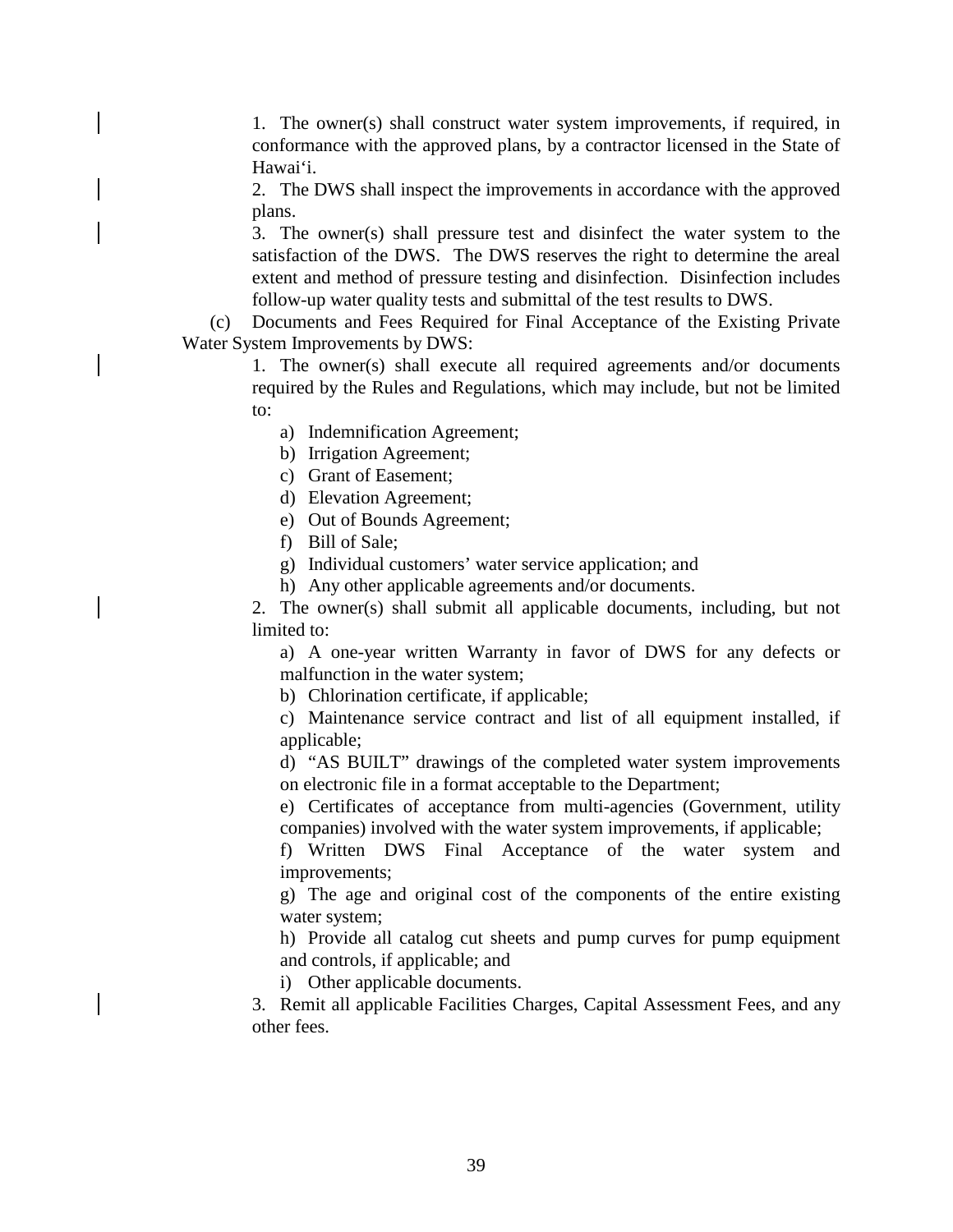1. The owner(s) shall construct water system improvements, if required, in conformance with the approved plans, by a contractor licensed in the State of Hawai‘i.

2. The DWS shall inspect the improvements in accordance with the approved plans.

3. The owner(s) shall pressure test and disinfect the water system to the satisfaction of the DWS. The DWS reserves the right to determine the areal extent and method of pressure testing and disinfection. Disinfection includes follow-up water quality tests and submittal of the test results to DWS.

(c) Documents and Fees Required for Final Acceptance of the Existing Private Water System Improvements by DWS:

1. The owner(s) shall execute all required agreements and/or documents required by the Rules and Regulations, which may include, but not be limited to:

   a) Indemnification Agreement;
   b) Irrigation Agreement;
   c) Grant of Easement;
   d) Elevation Agreement;
   e) Out of Bounds Agreement;
   f) Bill of Sale;
   g) Individual customers' water service application; and
   h) Any other applicable agreements and/or documents.

2. The owner(s) shall submit all applicable documents, including, but not limited to:

   a) A one-year written Warranty in favor of DWS for any defects or malfunction in the water system;

   b) Chlorination certificate, if applicable;

   c) Maintenance service contract and list of all equipment installed, if applicable;

   d) "AS BUILT" drawings of the completed water system improvements on electronic file in a format acceptable to the Department;

   e) Certificates of acceptance from multi-agencies (Government, utility companies) involved with the water system improvements, if applicable;

   f) Written DWS Final Acceptance of the water system and improvements;

   g) The age and original cost of the components of the entire existing water system;

   h) Provide all catalog cut sheets and pump curves for pump equipment and controls, if applicable; and

   i) Other applicable documents.

3. Remit all applicable Facilities Charges, Capital Assessment Fees, and any other fees.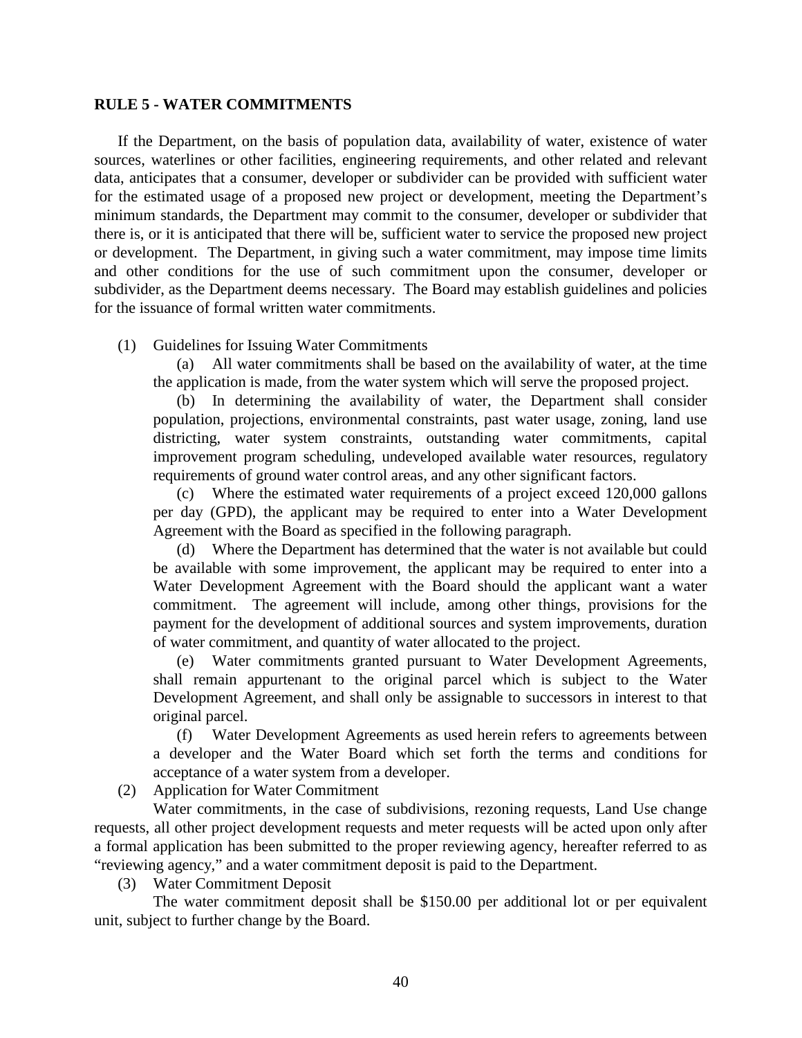## RULE 5 - WATER COMMITMENTS

If the Department, on the basis of population data, availability of water, existence of water sources, waterlines or other facilities, engineering requirements, and other related and relevant data, anticipates that a consumer, developer or subdivider can be provided with sufficient water for the estimated usage of a proposed new project or development, meeting the Department's minimum standards, the Department may commit to the consumer, developer or subdivider that there is, or it is anticipated that there will be, sufficient water to service the proposed new project or development. The Department, in giving such a water commitment, may impose time limits and other conditions for the use of such commitment upon the consumer, developer or subdivider, as the Department deems necessary. The Board may establish guidelines and policies for the issuance of formal written water commitments.

(1) Guidelines for Issuing Water Commitments

(a) All water commitments shall be based on the availability of water, at the time the application is made, from the water system which will serve the proposed project.

(b) In determining the availability of water, the Department shall consider population, projections, environmental constraints, past water usage, zoning, land use districting, water system constraints, outstanding water commitments, capital improvement program scheduling, undeveloped available water resources, regulatory requirements of ground water control areas, and any other significant factors.

(c) Where the estimated water requirements of a project exceed 120,000 gallons per day (GPD), the applicant may be required to enter into a Water Development Agreement with the Board as specified in the following paragraph.

(d) Where the Department has determined that the water is not available but could be available with some improvement, the applicant may be required to enter into a Water Development Agreement with the Board should the applicant want a water commitment. The agreement will include, among other things, provisions for the payment for the development of additional sources and system improvements, duration of water commitment, and quantity of water allocated to the project.

(e) Water commitments granted pursuant to Water Development Agreements, shall remain appurtenant to the original parcel which is subject to the Water Development Agreement, and shall only be assignable to successors in interest to that original parcel.

(f) Water Development Agreements as used herein refers to agreements between a developer and the Water Board which set forth the terms and conditions for acceptance of a water system from a developer.

(2) Application for Water Commitment

Water commitments, in the case of subdivisions, rezoning requests, Land Use change requests, all other project development requests and meter requests will be acted upon only after a formal application has been submitted to the proper reviewing agency, hereafter referred to as "reviewing agency," and a water commitment deposit is paid to the Department.

(3) Water Commitment Deposit

The water commitment deposit shall be $150.00 per additional lot or per equivalent unit, subject to further change by the Board.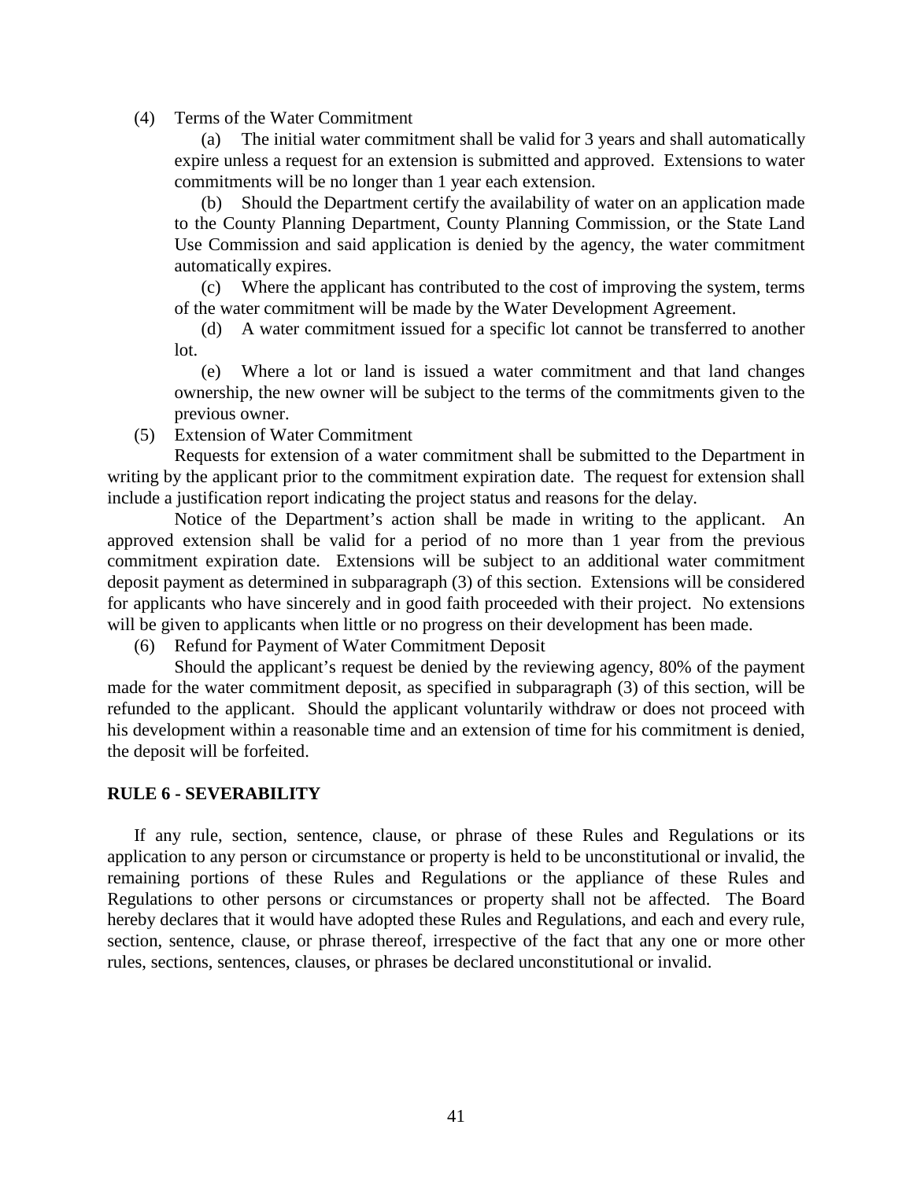(4) Terms of the Water Commitment

(a) The initial water commitment shall be valid for 3 years and shall automatically expire unless a request for an extension is submitted and approved. Extensions to water commitments will be no longer than 1 year each extension.

(b) Should the Department certify the availability of water on an application made to the County Planning Department, County Planning Commission, or the State Land Use Commission and said application is denied by the agency, the water commitment automatically expires.

(c) Where the applicant has contributed to the cost of improving the system, terms of the water commitment will be made by the Water Development Agreement.

(d) A water commitment issued for a specific lot cannot be transferred to another lot.

(e) Where a lot or land is issued a water commitment and that land changes ownership, the new owner will be subject to the terms of the commitments given to the previous owner.

(5) Extension of Water Commitment

Requests for extension of a water commitment shall be submitted to the Department in writing by the applicant prior to the commitment expiration date. The request for extension shall include a justification report indicating the project status and reasons for the delay.

Notice of the Department's action shall be made in writing to the applicant. An approved extension shall be valid for a period of no more than 1 year from the previous commitment expiration date. Extensions will be subject to an additional water commitment deposit payment as determined in subparagraph (3) of this section. Extensions will be considered for applicants who have sincerely and in good faith proceeded with their project. No extensions will be given to applicants when little or no progress on their development has been made.

(6) Refund for Payment of Water Commitment Deposit

Should the applicant's request be denied by the reviewing agency, 80% of the payment made for the water commitment deposit, as specified in subparagraph (3) of this section, will be refunded to the applicant. Should the applicant voluntarily withdraw or does not proceed with his development within a reasonable time and an extension of time for his commitment is denied, the deposit will be forfeited.

## RULE 6 - SEVERABILITY

If any rule, section, sentence, clause, or phrase of these Rules and Regulations or its application to any person or circumstance or property is held to be unconstitutional or invalid, the remaining portions of these Rules and Regulations or the appliance of these Rules and Regulations to other persons or circumstances or property shall not be affected. The Board hereby declares that it would have adopted these Rules and Regulations, and each and every rule, section, sentence, clause, or phrase thereof, irrespective of the fact that any one or more other rules, sections, sentences, clauses, or phrases be declared unconstitutional or invalid.